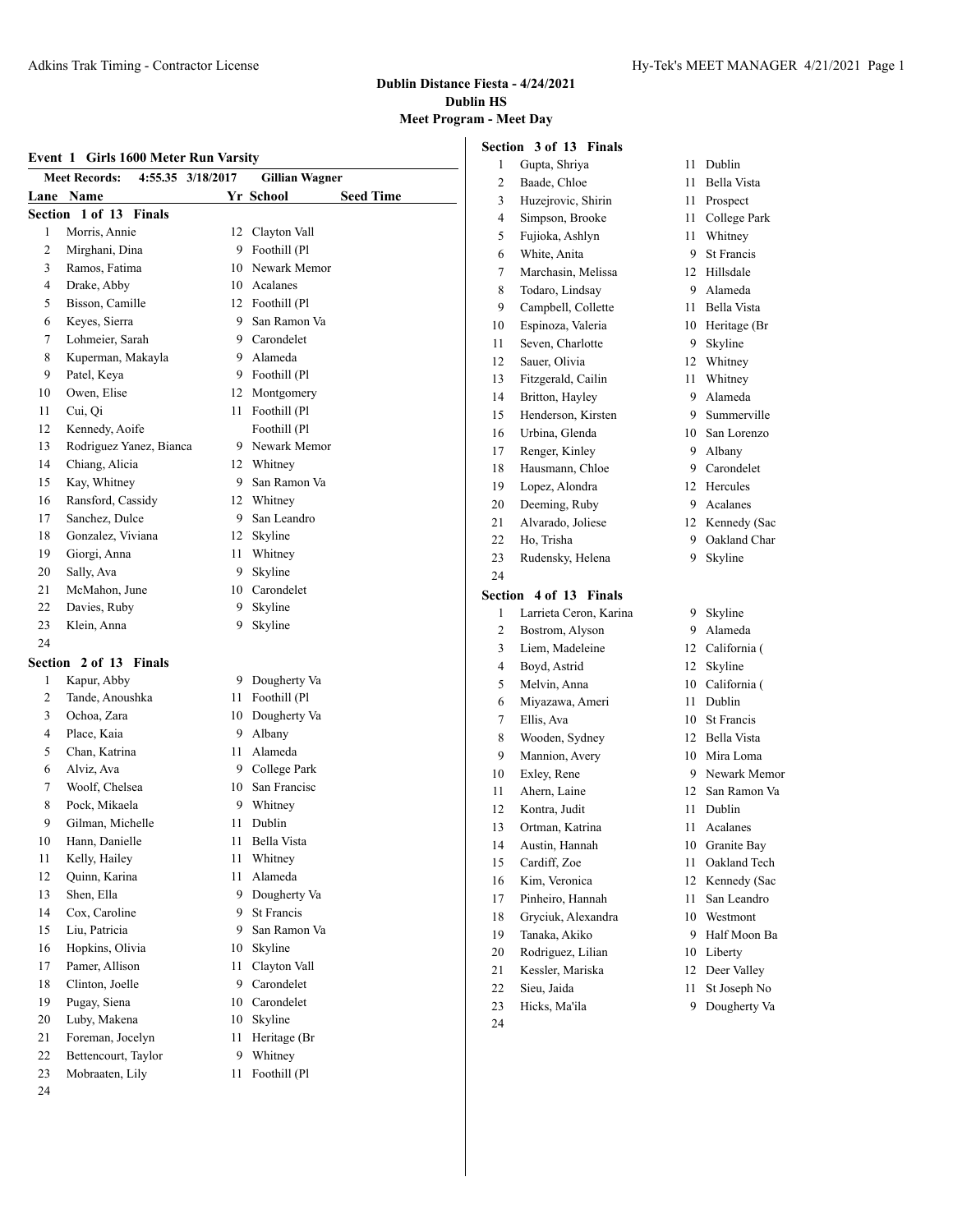Adkins Trak Timing - Contractor License

**Dublin Distance Fiesta - 4/24/2021**
**Dublin HS**
**Meet Program - Meet Day**

## Event 1 Girls 1600 Meter Run Varsity

**Meet Records:** 4:55.35 3/18/2017 **Gillian Wagner**

### Section 1 of 13 Finals

| Lane | Name | Yr | School | Seed Time |
|---|---|---|---|---|
| 1 | Morris, Annie | 12 | Clayton Vall | |
| 2 | Mirghani, Dina | 9 | Foothill (Pl | |
| 3 | Ramos, Fatima | 10 | Newark Memor | |
| 4 | Drake, Abby | 10 | Acalanes | |
| 5 | Bisson, Camille | 12 | Foothill (Pl | |
| 6 | Keyes, Sierra | 9 | San Ramon Va | |
| 7 | Lohmeier, Sarah | 9 | Carondelet | |
| 8 | Kuperman, Makayla | 9 | Alameda | |
| 9 | Patel, Keya | 9 | Foothill (Pl | |
| 10 | Owen, Elise | 12 | Montgomery | |
| 11 | Cui, Qi | 11 | Foothill (Pl | |
| 12 | Kennedy, Aoife | | Foothill (Pl | |
| 13 | Rodriguez Yanez, Bianca | 9 | Newark Memor | |
| 14 | Chiang, Alicia | 12 | Whitney | |
| 15 | Kay, Whitney | 9 | San Ramon Va | |
| 16 | Ransford, Cassidy | 12 | Whitney | |
| 17 | Sanchez, Dulce | 9 | San Leandro | |
| 18 | Gonzalez, Viviana | 12 | Skyline | |
| 19 | Giorgi, Anna | 11 | Whitney | |
| 20 | Sally, Ava | 9 | Skyline | |
| 21 | McMahon, June | 10 | Carondelet | |
| 22 | Davies, Ruby | 9 | Skyline | |
| 23 | Klein, Anna | 9 | Skyline | |
| 24 | | | | |

### Section 2 of 13 Finals

| Lane | Name | Yr | School | Seed Time |
|---|---|---|---|---|
| 1 | Kapur, Abby | 9 | Dougherty Va | |
| 2 | Tande, Anoushka | 11 | Foothill (Pl | |
| 3 | Ochoa, Zara | 10 | Dougherty Va | |
| 4 | Place, Kaia | 9 | Albany | |
| 5 | Chan, Katrina | 11 | Alameda | |
| 6 | Alviz, Ava | 9 | College Park | |
| 7 | Woolf, Chelsea | 10 | San Francisc | |
| 8 | Pock, Mikaela | 9 | Whitney | |
| 9 | Gilman, Michelle | 11 | Dublin | |
| 10 | Hann, Danielle | 11 | Bella Vista | |
| 11 | Kelly, Hailey | 11 | Whitney | |
| 12 | Quinn, Karina | 11 | Alameda | |
| 13 | Shen, Ella | 9 | Dougherty Va | |
| 14 | Cox, Caroline | 9 | St Francis | |
| 15 | Liu, Patricia | 9 | San Ramon Va | |
| 16 | Hopkins, Olivia | 10 | Skyline | |
| 17 | Pamer, Allison | 11 | Clayton Vall | |
| 18 | Clinton, Joelle | 9 | Carondelet | |
| 19 | Pugay, Siena | 10 | Carondelet | |
| 20 | Luby, Makena | 10 | Skyline | |
| 21 | Foreman, Jocelyn | 11 | Heritage (Br | |
| 22 | Bettencourt, Taylor | 9 | Whitney | |
| 23 | Mobraaten, Lily | 11 | Foothill (Pl | |
| 24 | | | | |

### Section 3 of 13 Finals

| Lane | Name | Yr | School | Seed Time |
|---|---|---|---|---|
| 1 | Gupta, Shriya | 11 | Dublin | |
| 2 | Baade, Chloe | 11 | Bella Vista | |
| 3 | Huzejrovic, Shirin | 11 | Prospect | |
| 4 | Simpson, Brooke | 11 | College Park | |
| 5 | Fujioka, Ashlyn | 11 | Whitney | |
| 6 | White, Anita | 9 | St Francis | |
| 7 | Marchasin, Melissa | 12 | Hillsdale | |
| 8 | Todaro, Lindsay | 9 | Alameda | |
| 9 | Campbell, Collette | 11 | Bella Vista | |
| 10 | Espinoza, Valeria | 10 | Heritage (Br | |
| 11 | Seven, Charlotte | 9 | Skyline | |
| 12 | Sauer, Olivia | 12 | Whitney | |
| 13 | Fitzgerald, Cailin | 11 | Whitney | |
| 14 | Britton, Hayley | 9 | Alameda | |
| 15 | Henderson, Kirsten | 9 | Summerville | |
| 16 | Urbina, Glenda | 10 | San Lorenzo | |
| 17 | Renger, Kinley | 9 | Albany | |
| 18 | Hausmann, Chloe | 9 | Carondelet | |
| 19 | Lopez, Alondra | 12 | Hercules | |
| 20 | Deeming, Ruby | 9 | Acalanes | |
| 21 | Alvarado, Joliese | 12 | Kennedy (Sac | |
| 22 | Ho, Trisha | 9 | Oakland Char | |
| 23 | Rudensky, Helena | 9 | Skyline | |
| 24 | | | | |

### Section 4 of 13 Finals

| Lane | Name | Yr | School | Seed Time |
|---|---|---|---|---|
| 1 | Larrieta Ceron, Karina | 9 | Skyline | |
| 2 | Bostrom, Alyson | 9 | Alameda | |
| 3 | Liem, Madeleine | 12 | California ( | |
| 4 | Boyd, Astrid | 12 | Skyline | |
| 5 | Melvin, Anna | 10 | California ( | |
| 6 | Miyazawa, Ameri | 11 | Dublin | |
| 7 | Ellis, Ava | 10 | St Francis | |
| 8 | Wooden, Sydney | 12 | Bella Vista | |
| 9 | Mannion, Avery | 10 | Mira Loma | |
| 10 | Exley, Rene | 9 | Newark Memor | |
| 11 | Ahern, Laine | 12 | San Ramon Va | |
| 12 | Kontra, Judit | 11 | Dublin | |
| 13 | Ortman, Katrina | 11 | Acalanes | |
| 14 | Austin, Hannah | 10 | Granite Bay | |
| 15 | Cardiff, Zoe | 11 | Oakland Tech | |
| 16 | Kim, Veronica | 12 | Kennedy (Sac | |
| 17 | Pinheiro, Hannah | 11 | San Leandro | |
| 18 | Gryciuk, Alexandra | 10 | Westmont | |
| 19 | Tanaka, Akiko | 9 | Half Moon Ba | |
| 20 | Rodriguez, Lilian | 10 | Liberty | |
| 21 | Kessler, Mariska | 12 | Deer Valley | |
| 22 | Sieu, Jaida | 11 | St Joseph No | |
| 23 | Hicks, Ma'ila | 9 | Dougherty Va | |
| 24 | | | | |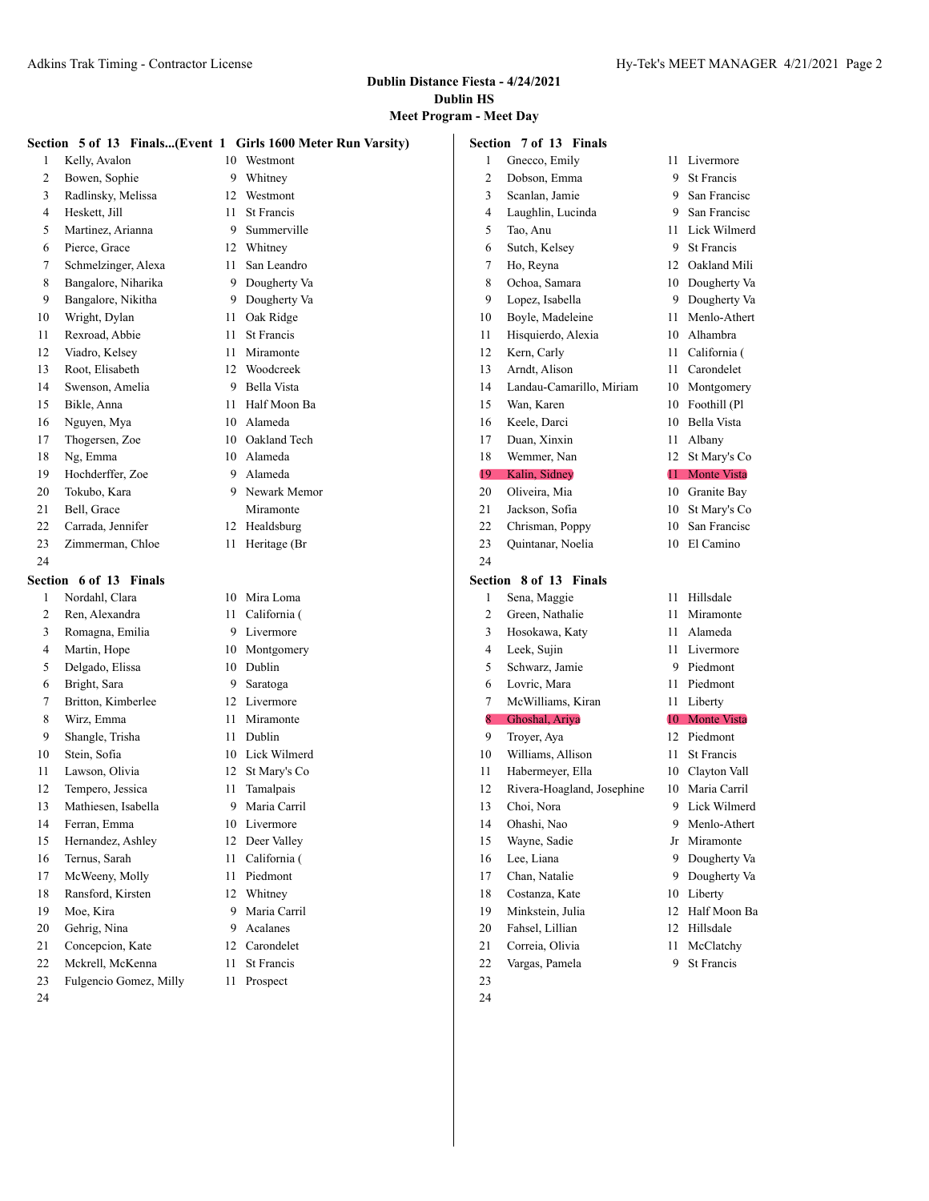**Dublin Distance Fiesta - 4/24/2021**
**Dublin HS**
**Meet Program - Meet Day**

### Section 5 of 13 Finals...(Event 1 Girls 1600 Meter Run Varsity)

| # | Name | Yr | School |
|---|---|---|---|
| 1 | Kelly, Avalon | 10 | Westmont |
| 2 | Bowen, Sophie | 9 | Whitney |
| 3 | Radlinsky, Melissa | 12 | Westmont |
| 4 | Heskett, Jill | 11 | St Francis |
| 5 | Martinez, Arianna | 9 | Summerville |
| 6 | Pierce, Grace | 12 | Whitney |
| 7 | Schmelzinger, Alexa | 11 | San Leandro |
| 8 | Bangalore, Niharika | 9 | Dougherty Va |
| 9 | Bangalore, Nikitha | 9 | Dougherty Va |
| 10 | Wright, Dylan | 11 | Oak Ridge |
| 11 | Rexroad, Abbie | 11 | St Francis |
| 12 | Viadro, Kelsey | 11 | Miramonte |
| 13 | Root, Elisabeth | 12 | Woodcreek |
| 14 | Swenson, Amelia | 9 | Bella Vista |
| 15 | Bikle, Anna | 11 | Half Moon Ba |
| 16 | Nguyen, Mya | 10 | Alameda |
| 17 | Thogersen, Zoe | 10 | Oakland Tech |
| 18 | Ng, Emma | 10 | Alameda |
| 19 | Hochderffer, Zoe | 9 | Alameda |
| 20 | Tokubo, Kara | 9 | Newark Memor |
| 21 | Bell, Grace | | Miramonte |
| 22 | Carrada, Jennifer | 12 | Healdsburg |
| 23 | Zimmerman, Chloe | 11 | Heritage (Br |
| 24 | | | |

### Section 6 of 13 Finals

| # | Name | Yr | School |
|---|---|---|---|
| 1 | Nordahl, Clara | 10 | Mira Loma |
| 2 | Ren, Alexandra | 11 | California ( |
| 3 | Romagna, Emilia | 9 | Livermore |
| 4 | Martin, Hope | 10 | Montgomery |
| 5 | Delgado, Elissa | 10 | Dublin |
| 6 | Bright, Sara | 9 | Saratoga |
| 7 | Britton, Kimberlee | 12 | Livermore |
| 8 | Wirz, Emma | 11 | Miramonte |
| 9 | Shangle, Trisha | 11 | Dublin |
| 10 | Stein, Sofia | 10 | Lick Wilmerd |
| 11 | Lawson, Olivia | 12 | St Mary's Co |
| 12 | Tempero, Jessica | 11 | Tamalpais |
| 13 | Mathiesen, Isabella | 9 | Maria Carril |
| 14 | Ferran, Emma | 10 | Livermore |
| 15 | Hernandez, Ashley | 12 | Deer Valley |
| 16 | Ternus, Sarah | 11 | California ( |
| 17 | McWeeny, Molly | 11 | Piedmont |
| 18 | Ransford, Kirsten | 12 | Whitney |
| 19 | Moe, Kira | 9 | Maria Carril |
| 20 | Gehrig, Nina | 9 | Acalanes |
| 21 | Concepcion, Kate | 12 | Carondelet |
| 22 | Mckrell, McKenna | 11 | St Francis |
| 23 | Fulgencio Gomez, Milly | 11 | Prospect |
| 24 | | | |

### Section 7 of 13 Finals

| # | Name | Yr | School |
|---|---|---|---|
| 1 | Gnecco, Emily | 11 | Livermore |
| 2 | Dobson, Emma | 9 | St Francis |
| 3 | Scanlan, Jamie | 9 | San Francisc |
| 4 | Laughlin, Lucinda | 9 | San Francisc |
| 5 | Tao, Anu | 11 | Lick Wilmerd |
| 6 | Sutch, Kelsey | 9 | St Francis |
| 7 | Ho, Reyna | 12 | Oakland Mili |
| 8 | Ochoa, Samara | 10 | Dougherty Va |
| 9 | Lopez, Isabella | 9 | Dougherty Va |
| 10 | Boyle, Madeleine | 11 | Menlo-Athert |
| 11 | Hisquierdo, Alexia | 10 | Alhambra |
| 12 | Kern, Carly | 11 | California ( |
| 13 | Arndt, Alison | 11 | Carondelet |
| 14 | Landau-Camarillo, Miriam | 10 | Montgomery |
| 15 | Wan, Karen | 10 | Foothill (Pl |
| 16 | Keele, Darci | 10 | Bella Vista |
| 17 | Duan, Xinxin | 11 | Albany |
| 18 | Wemmer, Nan | 12 | St Mary's Co |
| 19 | Kalin, Sidney | 11 | Monte Vista |
| 20 | Oliveira, Mia | 10 | Granite Bay |
| 21 | Jackson, Sofia | 10 | St Mary's Co |
| 22 | Chrisman, Poppy | 10 | San Francisc |
| 23 | Quintanar, Noelia | 10 | El Camino |
| 24 | | | |

### Section 8 of 13 Finals

| # | Name | Yr | School |
|---|---|---|---|
| 1 | Sena, Maggie | 11 | Hillsdale |
| 2 | Green, Nathalie | 11 | Miramonte |
| 3 | Hosokawa, Katy | 11 | Alameda |
| 4 | Leek, Sujin | 11 | Livermore |
| 5 | Schwarz, Jamie | 9 | Piedmont |
| 6 | Lovric, Mara | 11 | Piedmont |
| 7 | McWilliams, Kiran | 11 | Liberty |
| 8 | Ghoshal, Ariya | 10 | Monte Vista |
| 9 | Troyer, Aya | 12 | Piedmont |
| 10 | Williams, Allison | 11 | St Francis |
| 11 | Habermeyer, Ella | 10 | Clayton Vall |
| 12 | Rivera-Hoagland, Josephine | 10 | Maria Carril |
| 13 | Choi, Nora | 9 | Lick Wilmerd |
| 14 | Ohashi, Nao | 9 | Menlo-Athert |
| 15 | Wayne, Sadie | Jr | Miramonte |
| 16 | Lee, Liana | 9 | Dougherty Va |
| 17 | Chan, Natalie | 9 | Dougherty Va |
| 18 | Costanza, Kate | 10 | Liberty |
| 19 | Minkstein, Julia | 12 | Half Moon Ba |
| 20 | Fahsel, Lillian | 12 | Hillsdale |
| 21 | Correia, Olivia | 11 | McClatchy |
| 22 | Vargas, Pamela | 9 | St Francis |
| 23 | | | |
| 24 | | | |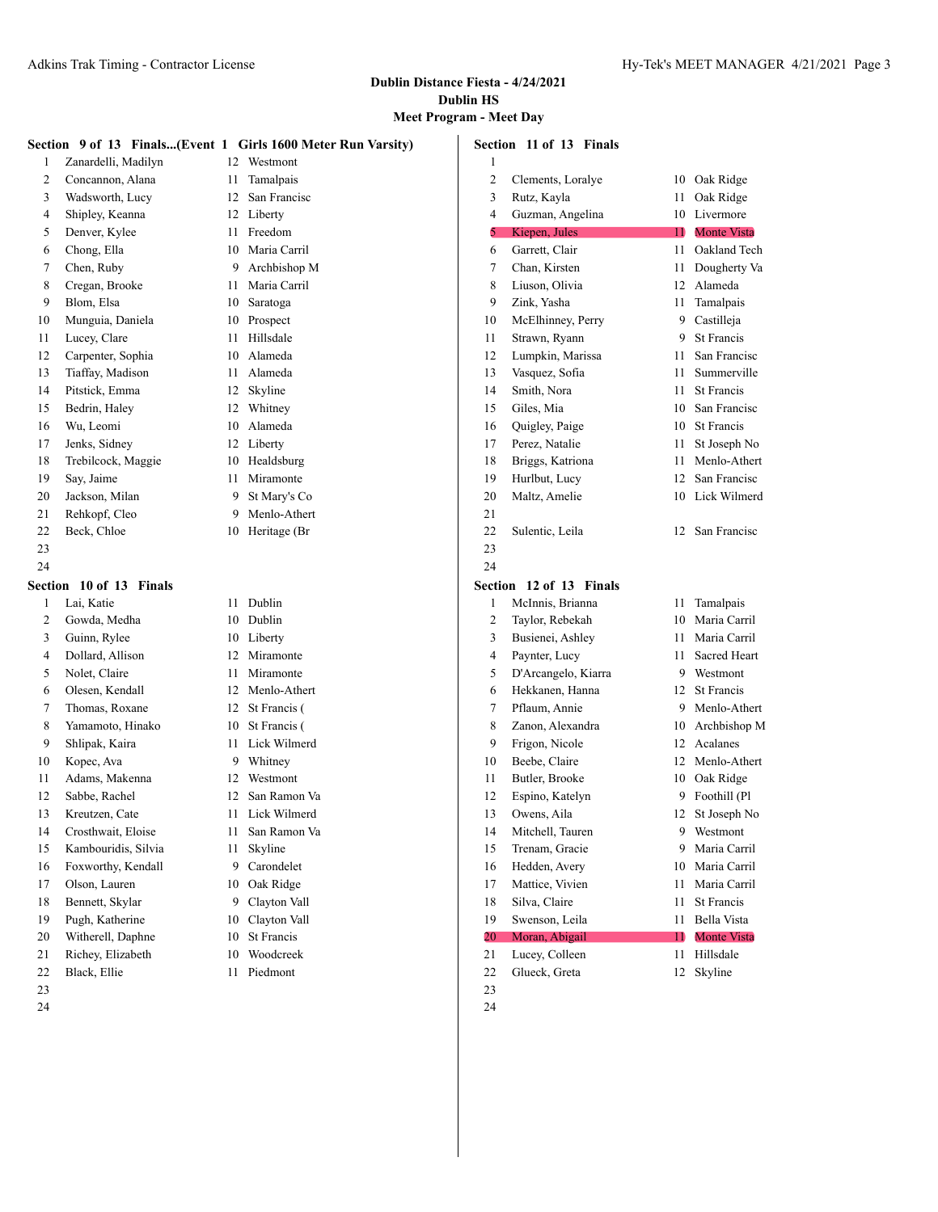# Dublin Distance Fiesta - 4/24/2021

## Dublin HS

### Meet Program - Meet Day

**Section 9 of 13 Finals...(Event 1 Girls 1600 Meter Run Varsity)**

| Lane | Name | Year | School |
|---|---|---|---|
| 1 | Zanardelli, Madilyn | 12 | Westmont |
| 2 | Concannon, Alana | 11 | Tamalpais |
| 3 | Wadsworth, Lucy | 12 | San Francisc |
| 4 | Shipley, Keanna | 12 | Liberty |
| 5 | Denver, Kylee | 11 | Freedom |
| 6 | Chong, Ella | 10 | Maria Carril |
| 7 | Chen, Ruby | 9 | Archbishop M |
| 8 | Cregan, Brooke | 11 | Maria Carril |
| 9 | Blom, Elsa | 10 | Saratoga |
| 10 | Munguia, Daniela | 10 | Prospect |
| 11 | Lucey, Clare | 11 | Hillsdale |
| 12 | Carpenter, Sophia | 10 | Alameda |
| 13 | Tiaffay, Madison | 11 | Alameda |
| 14 | Pitstick, Emma | 12 | Skyline |
| 15 | Bedrin, Haley | 12 | Whitney |
| 16 | Wu, Leomi | 10 | Alameda |
| 17 | Jenks, Sidney | 12 | Liberty |
| 18 | Trebilcock, Maggie | 10 | Healdsburg |
| 19 | Say, Jaime | 11 | Miramonte |
| 20 | Jackson, Milan | 9 | St Mary's Co |
| 21 | Rehkopf, Cleo | 9 | Menlo-Athert |
| 22 | Beck, Chloe | 10 | Heritage (Br |
| 23 | | | |
| 24 | | | |

**Section 10 of 13 Finals**

| Lane | Name | Year | School |
|---|---|---|---|
| 1 | Lai, Katie | 11 | Dublin |
| 2 | Gowda, Medha | 10 | Dublin |
| 3 | Guinn, Rylee | 10 | Liberty |
| 4 | Dollard, Allison | 12 | Miramonte |
| 5 | Nolet, Claire | 11 | Miramonte |
| 6 | Olesen, Kendall | 12 | Menlo-Athert |
| 7 | Thomas, Roxane | 12 | St Francis ( |
| 8 | Yamamoto, Hinako | 10 | St Francis ( |
| 9 | Shlipak, Kaira | 11 | Lick Wilmerd |
| 10 | Kopec, Ava | 9 | Whitney |
| 11 | Adams, Makenna | 12 | Westmont |
| 12 | Sabbe, Rachel | 12 | San Ramon Va |
| 13 | Kreutzen, Cate | 11 | Lick Wilmerd |
| 14 | Crosthwait, Eloise | 11 | San Ramon Va |
| 15 | Kambouridis, Silvia | 11 | Skyline |
| 16 | Foxworthy, Kendall | 9 | Carondelet |
| 17 | Olson, Lauren | 10 | Oak Ridge |
| 18 | Bennett, Skylar | 9 | Clayton Vall |
| 19 | Pugh, Katherine | 10 | Clayton Vall |
| 20 | Witherell, Daphne | 10 | St Francis |
| 21 | Richey, Elizabeth | 10 | Woodcreek |
| 22 | Black, Ellie | 11 | Piedmont |
| 23 | | | |
| 24 | | | |

**Section 11 of 13 Finals**

| Lane | Name | Year | School |
|---|---|---|---|
| 1 | | | |
| 2 | Clements, Loralye | 10 | Oak Ridge |
| 3 | Rutz, Kayla | 11 | Oak Ridge |
| 4 | Guzman, Angelina | 10 | Livermore |
| 5 | Kiepen, Jules | 11 | Monte Vista |
| 6 | Garrett, Clair | 11 | Oakland Tech |
| 7 | Chan, Kirsten | 11 | Dougherty Va |
| 8 | Liuson, Olivia | 12 | Alameda |
| 9 | Zink, Yasha | 11 | Tamalpais |
| 10 | McElhinney, Perry | 9 | Castilleja |
| 11 | Strawn, Ryann | 9 | St Francis |
| 12 | Lumpkin, Marissa | 11 | San Francisc |
| 13 | Vasquez, Sofia | 11 | Summerville |
| 14 | Smith, Nora | 11 | St Francis |
| 15 | Giles, Mia | 10 | San Francisc |
| 16 | Quigley, Paige | 10 | St Francis |
| 17 | Perez, Natalie | 11 | St Joseph No |
| 18 | Briggs, Katriona | 11 | Menlo-Athert |
| 19 | Hurlbut, Lucy | 12 | San Francisc |
| 20 | Maltz, Amelie | 10 | Lick Wilmerd |
| 21 | | | |
| 22 | Sulentic, Leila | 12 | San Francisc |
| 23 | | | |
| 24 | | | |

**Section 12 of 13 Finals**

| Lane | Name | Year | School |
|---|---|---|---|
| 1 | McInnis, Brianna | 11 | Tamalpais |
| 2 | Taylor, Rebekah | 10 | Maria Carril |
| 3 | Busienei, Ashley | 11 | Maria Carril |
| 4 | Paynter, Lucy | 11 | Sacred Heart |
| 5 | D'Arcangelo, Kiarra | 9 | Westmont |
| 6 | Hekkanen, Hanna | 12 | St Francis |
| 7 | Pflaum, Annie | 9 | Menlo-Athert |
| 8 | Zanon, Alexandra | 10 | Archbishop M |
| 9 | Frigon, Nicole | 12 | Acalanes |
| 10 | Beebe, Claire | 12 | Menlo-Athert |
| 11 | Butler, Brooke | 10 | Oak Ridge |
| 12 | Espino, Katelyn | 9 | Foothill (Pl |
| 13 | Owens, Aila | 12 | St Joseph No |
| 14 | Mitchell, Tauren | 9 | Westmont |
| 15 | Trenam, Gracie | 9 | Maria Carril |
| 16 | Hedden, Avery | 10 | Maria Carril |
| 17 | Mattice, Vivien | 11 | Maria Carril |
| 18 | Silva, Claire | 11 | St Francis |
| 19 | Swenson, Leila | 11 | Bella Vista |
| 20 | Moran, Abigail | 11 | Monte Vista |
| 21 | Lucey, Colleen | 11 | Hillsdale |
| 22 | Glueck, Greta | 12 | Skyline |
| 23 | | | |
| 24 | | | |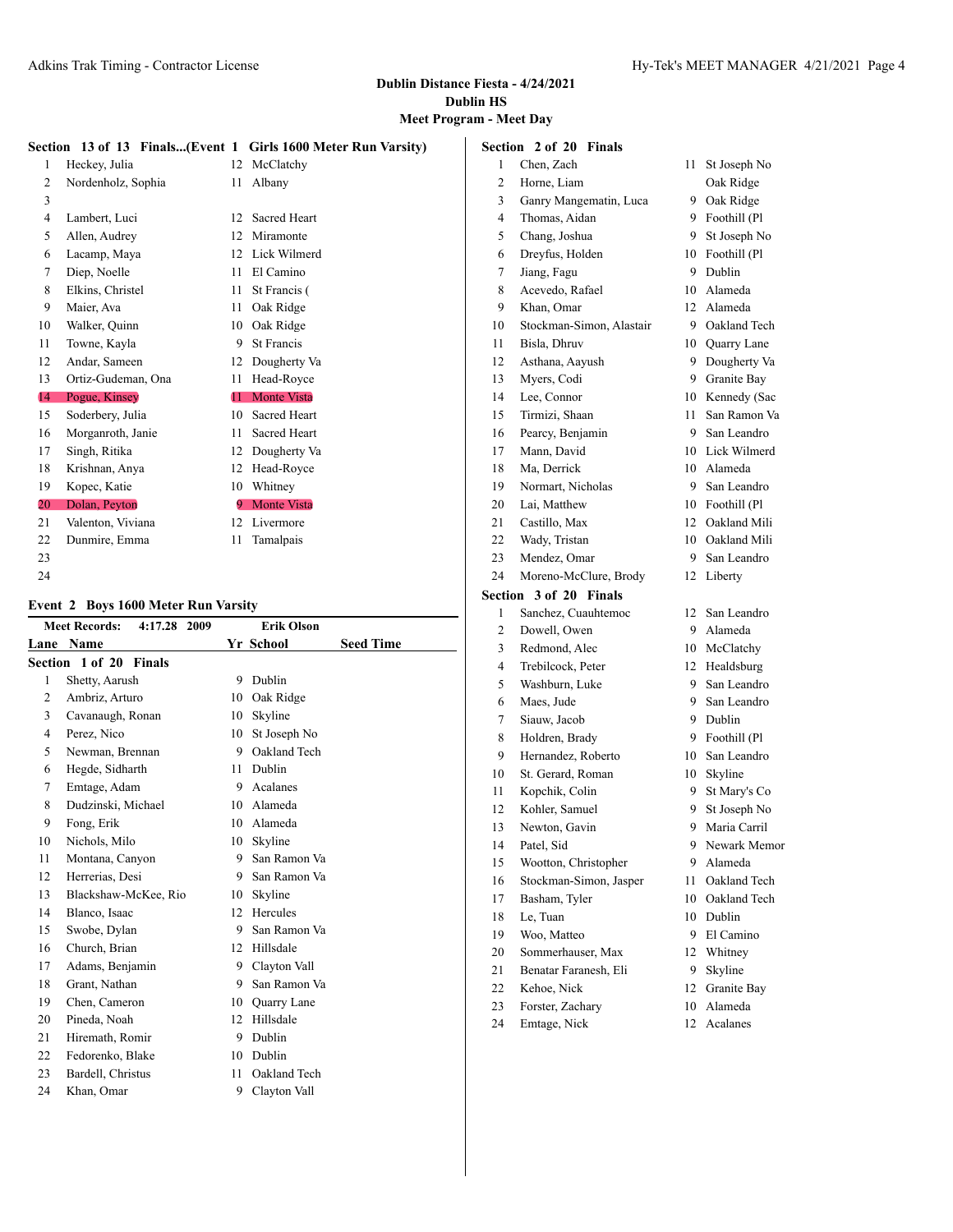**Dublin Distance Fiesta - 4/24/2021**
**Dublin HS**
**Meet Program - Meet Day**

### Section 13 of 13 Finals...(Event 1 Girls 1600 Meter Run Varsity)

| Lane | Name | Yr | School |
|---|---|---|---|
| 1 | Heckey, Julia | 12 | McClatchy |
| 2 | Nordenholz, Sophia | 11 | Albany |
| 3 | | | |
| 4 | Lambert, Luci | 12 | Sacred Heart |
| 5 | Allen, Audrey | 12 | Miramonte |
| 6 | Lacamp, Maya | 12 | Lick Wilmerd |
| 7 | Diep, Noelle | 11 | El Camino |
| 8 | Elkins, Christel | 11 | St Francis ( |
| 9 | Maier, Ava | 11 | Oak Ridge |
| 10 | Walker, Quinn | 10 | Oak Ridge |
| 11 | Towne, Kayla | 9 | St Francis |
| 12 | Andar, Sameen | 12 | Dougherty Va |
| 13 | Ortiz-Gudeman, Ona | 11 | Head-Royce |
| 14 | Pogue, Kinsey | 11 | Monte Vista |
| 15 | Soderbery, Julia | 10 | Sacred Heart |
| 16 | Morganroth, Janie | 11 | Sacred Heart |
| 17 | Singh, Ritika | 12 | Dougherty Va |
| 18 | Krishnan, Anya | 12 | Head-Royce |
| 19 | Kopec, Katie | 10 | Whitney |
| 20 | Dolan, Peyton | 9 | Monte Vista |
| 21 | Valenton, Viviana | 12 | Livermore |
| 22 | Dunmire, Emma | 11 | Tamalpais |
| 23 | | | |
| 24 | | | |

## Event 2 Boys 1600 Meter Run Varsity

Meet Records: 4:17.28 2009 Erik Olson

### Section 1 of 20 Finals

| Lane | Name | Yr | School | Seed Time |
|---|---|---|---|---|
| 1 | Shetty, Aarush | 9 | Dublin | |
| 2 | Ambriz, Arturo | 10 | Oak Ridge | |
| 3 | Cavanaugh, Ronan | 10 | Skyline | |
| 4 | Perez, Nico | 10 | St Joseph No | |
| 5 | Newman, Brennan | 9 | Oakland Tech | |
| 6 | Hegde, Sidharth | 11 | Dublin | |
| 7 | Emtage, Adam | 9 | Acalanes | |
| 8 | Dudzinski, Michael | 10 | Alameda | |
| 9 | Fong, Erik | 10 | Alameda | |
| 10 | Nichols, Milo | 10 | Skyline | |
| 11 | Montana, Canyon | 9 | San Ramon Va | |
| 12 | Herrerias, Desi | 9 | San Ramon Va | |
| 13 | Blackshaw-McKee, Rio | 10 | Skyline | |
| 14 | Blanco, Isaac | 12 | Hercules | |
| 15 | Swobe, Dylan | 9 | San Ramon Va | |
| 16 | Church, Brian | 12 | Hillsdale | |
| 17 | Adams, Benjamin | 9 | Clayton Vall | |
| 18 | Grant, Nathan | 9 | San Ramon Va | |
| 19 | Chen, Cameron | 10 | Quarry Lane | |
| 20 | Pineda, Noah | 12 | Hillsdale | |
| 21 | Hiremath, Romir | 9 | Dublin | |
| 22 | Fedorenko, Blake | 10 | Dublin | |
| 23 | Bardell, Christus | 11 | Oakland Tech | |
| 24 | Khan, Omar | 9 | Clayton Vall | |

### Section 2 of 20 Finals

| Lane | Name | Yr | School |
|---|---|---|---|
| 1 | Chen, Zach | 11 | St Joseph No |
| 2 | Horne, Liam | | Oak Ridge |
| 3 | Ganry Mangematin, Luca | 9 | Oak Ridge |
| 4 | Thomas, Aidan | 9 | Foothill (Pl |
| 5 | Chang, Joshua | 9 | St Joseph No |
| 6 | Dreyfus, Holden | 10 | Foothill (Pl |
| 7 | Jiang, Fagu | 9 | Dublin |
| 8 | Acevedo, Rafael | 10 | Alameda |
| 9 | Khan, Omar | 12 | Alameda |
| 10 | Stockman-Simon, Alastair | 9 | Oakland Tech |
| 11 | Bisla, Dhruv | 10 | Quarry Lane |
| 12 | Asthana, Aayush | 9 | Dougherty Va |
| 13 | Myers, Codi | 9 | Granite Bay |
| 14 | Lee, Connor | 10 | Kennedy (Sac |
| 15 | Tirmizi, Shaan | 11 | San Ramon Va |
| 16 | Pearcy, Benjamin | 9 | San Leandro |
| 17 | Mann, David | 10 | Lick Wilmerd |
| 18 | Ma, Derrick | 10 | Alameda |
| 19 | Normart, Nicholas | 9 | San Leandro |
| 20 | Lai, Matthew | 10 | Foothill (Pl |
| 21 | Castillo, Max | 12 | Oakland Mili |
| 22 | Wady, Tristan | 10 | Oakland Mili |
| 23 | Mendez, Omar | 9 | San Leandro |
| 24 | Moreno-McClure, Brody | 12 | Liberty |

### Section 3 of 20 Finals

| Lane | Name | Yr | School |
|---|---|---|---|
| 1 | Sanchez, Cuauhtemoc | 12 | San Leandro |
| 2 | Dowell, Owen | 9 | Alameda |
| 3 | Redmond, Alec | 10 | McClatchy |
| 4 | Trebilcock, Peter | 12 | Healdsburg |
| 5 | Washburn, Luke | 9 | San Leandro |
| 6 | Maes, Jude | 9 | San Leandro |
| 7 | Siauw, Jacob | 9 | Dublin |
| 8 | Holdren, Brady | 9 | Foothill (Pl |
| 9 | Hernandez, Roberto | 10 | San Leandro |
| 10 | St. Gerard, Roman | 10 | Skyline |
| 11 | Kopchik, Colin | 9 | St Mary's Co |
| 12 | Kohler, Samuel | 9 | St Joseph No |
| 13 | Newton, Gavin | 9 | Maria Carril |
| 14 | Patel, Sid | 9 | Newark Memor |
| 15 | Wootton, Christopher | 9 | Alameda |
| 16 | Stockman-Simon, Jasper | 11 | Oakland Tech |
| 17 | Basham, Tyler | 10 | Oakland Tech |
| 18 | Le, Tuan | 10 | Dublin |
| 19 | Woo, Matteo | 9 | El Camino |
| 20 | Sommerhauser, Max | 12 | Whitney |
| 21 | Benatar Faranesh, Eli | 9 | Skyline |
| 22 | Kehoe, Nick | 12 | Granite Bay |
| 23 | Forster, Zachary | 10 | Alameda |
| 24 | Emtage, Nick | 12 | Acalanes |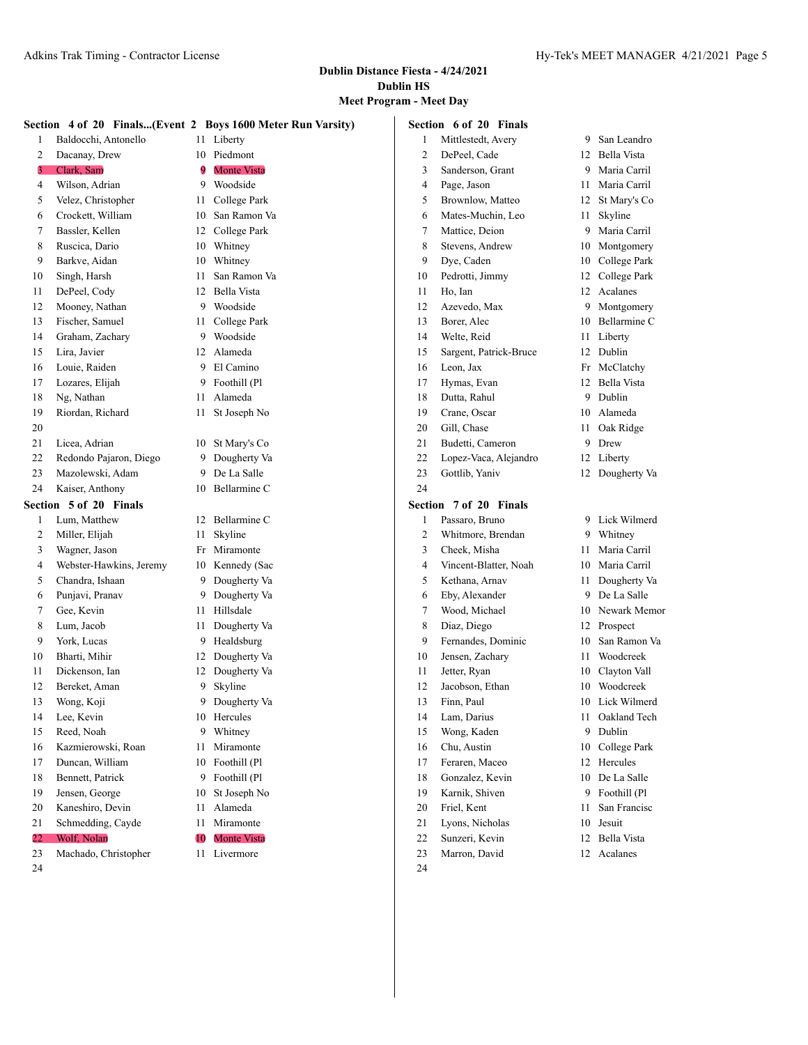**Dublin Distance Fiesta - 4/24/2021**
**Dublin HS**
**Meet Program - Meet Day**

### Section 4 of 20 Finals...(Event 2 Boys 1600 Meter Run Varsity)

| # | Name | Yr | School |
|---|---|---|---|
| 1 | Baldocchi, Antonello | 11 | Liberty |
| 2 | Dacanay, Drew | 10 | Piedmont |
| 3 | Clark, Sam | 9 | Monte Vista |
| 4 | Wilson, Adrian | 9 | Woodside |
| 5 | Velez, Christopher | 11 | College Park |
| 6 | Crockett, William | 10 | San Ramon Va |
| 7 | Bassler, Kellen | 12 | College Park |
| 8 | Ruscica, Dario | 10 | Whitney |
| 9 | Barkve, Aidan | 10 | Whitney |
| 10 | Singh, Harsh | 11 | San Ramon Va |
| 11 | DePeel, Cody | 12 | Bella Vista |
| 12 | Mooney, Nathan | 9 | Woodside |
| 13 | Fischer, Samuel | 11 | College Park |
| 14 | Graham, Zachary | 9 | Woodside |
| 15 | Lira, Javier | 12 | Alameda |
| 16 | Louie, Raiden | 9 | El Camino |
| 17 | Lozares, Elijah | 9 | Foothill (Pl |
| 18 | Ng, Nathan | 11 | Alameda |
| 19 | Riordan, Richard | 11 | St Joseph No |
| 20 | | | |
| 21 | Licea, Adrian | 10 | St Mary's Co |
| 22 | Redondo Pajaron, Diego | 9 | Dougherty Va |
| 23 | Mazolewski, Adam | 9 | De La Salle |
| 24 | Kaiser, Anthony | 10 | Bellarmine C |

### Section 5 of 20 Finals

| # | Name | Yr | School |
|---|---|---|---|
| 1 | Lum, Matthew | 12 | Bellarmine C |
| 2 | Miller, Elijah | 11 | Skyline |
| 3 | Wagner, Jason | Fr | Miramonte |
| 4 | Webster-Hawkins, Jeremy | 10 | Kennedy (Sac |
| 5 | Chandra, Ishaan | 9 | Dougherty Va |
| 6 | Punjavi, Pranav | 9 | Dougherty Va |
| 7 | Gee, Kevin | 11 | Hillsdale |
| 8 | Lum, Jacob | 11 | Dougherty Va |
| 9 | York, Lucas | 9 | Healdsburg |
| 10 | Bharti, Mihir | 12 | Dougherty Va |
| 11 | Dickenson, Ian | 12 | Dougherty Va |
| 12 | Bereket, Aman | 9 | Skyline |
| 13 | Wong, Koji | 9 | Dougherty Va |
| 14 | Lee, Kevin | 10 | Hercules |
| 15 | Reed, Noah | 9 | Whitney |
| 16 | Kazmierowski, Roan | 11 | Miramonte |
| 17 | Duncan, William | 10 | Foothill (Pl |
| 18 | Bennett, Patrick | 9 | Foothill (Pl |
| 19 | Jensen, George | 10 | St Joseph No |
| 20 | Kaneshiro, Devin | 11 | Alameda |
| 21 | Schmedding, Cayde | 11 | Miramonte |
| 22 | Wolf, Nolan | 10 | Monte Vista |
| 23 | Machado, Christopher | 11 | Livermore |
| 24 | | | |

### Section 6 of 20 Finals

| # | Name | Yr | School |
|---|---|---|---|
| 1 | Mittlestedt, Avery | 9 | San Leandro |
| 2 | DePeel, Cade | 12 | Bella Vista |
| 3 | Sanderson, Grant | 9 | Maria Carril |
| 4 | Page, Jason | 11 | Maria Carril |
| 5 | Brownlow, Matteo | 12 | St Mary's Co |
| 6 | Mates-Muchin, Leo | 11 | Skyline |
| 7 | Mattice, Deion | 9 | Maria Carril |
| 8 | Stevens, Andrew | 10 | Montgomery |
| 9 | Dye, Caden | 10 | College Park |
| 10 | Pedrotti, Jimmy | 12 | College Park |
| 11 | Ho, Ian | 12 | Acalanes |
| 12 | Azevedo, Max | 9 | Montgomery |
| 13 | Borer, Alec | 10 | Bellarmine C |
| 14 | Welte, Reid | 11 | Liberty |
| 15 | Sargent, Patrick-Bruce | 12 | Dublin |
| 16 | Leon, Jax | Fr | McClatchy |
| 17 | Hymas, Evan | 12 | Bella Vista |
| 18 | Dutta, Rahul | 9 | Dublin |
| 19 | Crane, Oscar | 10 | Alameda |
| 20 | Gill, Chase | 11 | Oak Ridge |
| 21 | Budetti, Cameron | 9 | Drew |
| 22 | Lopez-Vaca, Alejandro | 12 | Liberty |
| 23 | Gottlib, Yaniv | 12 | Dougherty Va |
| 24 | | | |

### Section 7 of 20 Finals

| # | Name | Yr | School |
|---|---|---|---|
| 1 | Passaro, Bruno | 9 | Lick Wilmerd |
| 2 | Whitmore, Brendan | 9 | Whitney |
| 3 | Cheek, Misha | 11 | Maria Carril |
| 4 | Vincent-Blatter, Noah | 10 | Maria Carril |
| 5 | Kethana, Arnav | 11 | Dougherty Va |
| 6 | Eby, Alexander | 9 | De La Salle |
| 7 | Wood, Michael | 10 | Newark Memor |
| 8 | Diaz, Diego | 12 | Prospect |
| 9 | Fernandes, Dominic | 10 | San Ramon Va |
| 10 | Jensen, Zachary | 11 | Woodcreek |
| 11 | Jetter, Ryan | 10 | Clayton Vall |
| 12 | Jacobson, Ethan | 10 | Woodcreek |
| 13 | Finn, Paul | 10 | Lick Wilmerd |
| 14 | Lam, Darius | 11 | Oakland Tech |
| 15 | Wong, Kaden | 9 | Dublin |
| 16 | Chu, Austin | 10 | College Park |
| 17 | Feraren, Maceo | 12 | Hercules |
| 18 | Gonzalez, Kevin | 10 | De La Salle |
| 19 | Karnik, Shiven | 9 | Foothill (Pl |
| 20 | Friel, Kent | 11 | San Francisc |
| 21 | Lyons, Nicholas | 10 | Jesuit |
| 22 | Sunzeri, Kevin | 12 | Bella Vista |
| 23 | Marron, David | 12 | Acalanes |
| 24 | | | |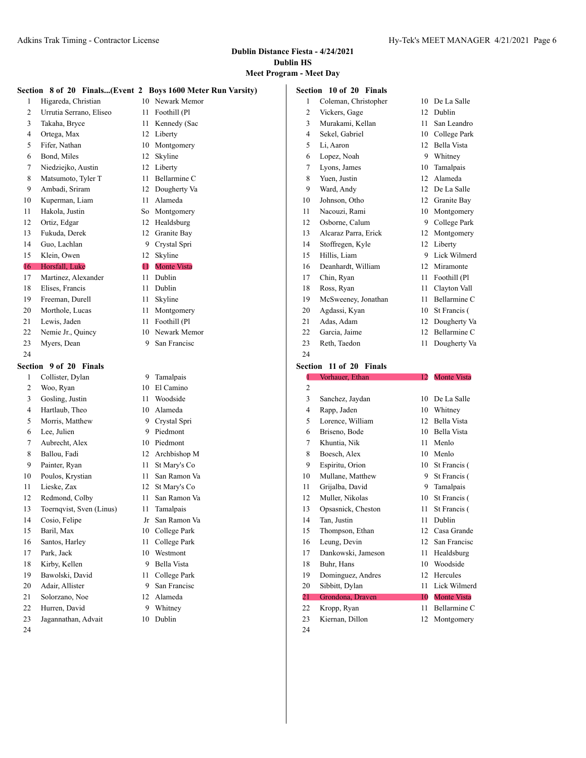**Dublin Distance Fiesta - 4/24/2021**
**Dublin HS**
**Meet Program - Meet Day**

### Section 8 of 20 Finals...(Event 2 Boys 1600 Meter Run Varsity)

| Lane | Name | Year | School |
|---|---|---|---|
| 1 | Higareda, Christian | 10 | Newark Memor |
| 2 | Urrutia Serrano, Eliseo | 11 | Foothill (Pl |
| 3 | Takaha, Bryce | 11 | Kennedy (Sac |
| 4 | Ortega, Max | 12 | Liberty |
| 5 | Fifer, Nathan | 10 | Montgomery |
| 6 | Bond, Miles | 12 | Skyline |
| 7 | Niedziejko, Austin | 12 | Liberty |
| 8 | Matsumoto, Tyler T | 11 | Bellarmine C |
| 9 | Ambadi, Sriram | 12 | Dougherty Va |
| 10 | Kuperman, Liam | 11 | Alameda |
| 11 | Hakola, Justin | So | Montgomery |
| 12 | Ortiz, Edgar | 12 | Healdsburg |
| 13 | Fukuda, Derek | 12 | Granite Bay |
| 14 | Guo, Lachlan | 9 | Crystal Spri |
| 15 | Klein, Owen | 12 | Skyline |
| 16 | Horsfall, Luke | 11 | Monte Vista |
| 17 | Martinez, Alexander | 11 | Dublin |
| 18 | Elises, Francis | 11 | Dublin |
| 19 | Freeman, Durell | 11 | Skyline |
| 20 | Morthole, Lucas | 11 | Montgomery |
| 21 | Lewis, Jaden | 11 | Foothill (Pl |
| 22 | Nemie Jr., Quincy | 10 | Newark Memor |
| 23 | Myers, Dean | 9 | San Francisc |
| 24 | | | |

### Section 9 of 20 Finals

| Lane | Name | Year | School |
|---|---|---|---|
| 1 | Collister, Dylan | 9 | Tamalpais |
| 2 | Woo, Ryan | 10 | El Camino |
| 3 | Gosling, Justin | 11 | Woodside |
| 4 | Hartlaub, Theo | 10 | Alameda |
| 5 | Morris, Matthew | 9 | Crystal Spri |
| 6 | Lee, Julien | 9 | Piedmont |
| 7 | Aubrecht, Alex | 10 | Piedmont |
| 8 | Ballou, Fadi | 12 | Archbishop M |
| 9 | Painter, Ryan | 11 | St Mary's Co |
| 10 | Poulos, Krystian | 11 | San Ramon Va |
| 11 | Lieske, Zax | 12 | St Mary's Co |
| 12 | Redmond, Colby | 11 | San Ramon Va |
| 13 | Toernqvist, Sven (Linus) | 11 | Tamalpais |
| 14 | Cosio, Felipe | Jr | San Ramon Va |
| 15 | Baril, Max | 10 | College Park |
| 16 | Santos, Harley | 11 | College Park |
| 17 | Park, Jack | 10 | Westmont |
| 18 | Kirby, Kellen | 9 | Bella Vista |
| 19 | Bawolski, David | 11 | College Park |
| 20 | Adair, Allister | 9 | San Francisc |
| 21 | Solorzano, Noe | 12 | Alameda |
| 22 | Hurren, David | 9 | Whitney |
| 23 | Jagannathan, Advait | 10 | Dublin |
| 24 | | | |

### Section 10 of 20 Finals

| Lane | Name | Year | School |
|---|---|---|---|
| 1 | Coleman, Christopher | 10 | De La Salle |
| 2 | Vickers, Gage | 12 | Dublin |
| 3 | Murakami, Kellan | 11 | San Leandro |
| 4 | Sekel, Gabriel | 10 | College Park |
| 5 | Li, Aaron | 12 | Bella Vista |
| 6 | Lopez, Noah | 9 | Whitney |
| 7 | Lyons, James | 10 | Tamalpais |
| 8 | Yuen, Justin | 12 | Alameda |
| 9 | Ward, Andy | 12 | De La Salle |
| 10 | Johnson, Otho | 12 | Granite Bay |
| 11 | Nacouzi, Rami | 10 | Montgomery |
| 12 | Osborne, Calum | 9 | College Park |
| 13 | Alcaraz Parra, Erick | 12 | Montgomery |
| 14 | Stoffregen, Kyle | 12 | Liberty |
| 15 | Hillis, Liam | 9 | Lick Wilmerd |
| 16 | Deanhardt, William | 12 | Miramonte |
| 17 | Chin, Ryan | 11 | Foothill (Pl |
| 18 | Ross, Ryan | 11 | Clayton Vall |
| 19 | McSweeney, Jonathan | 11 | Bellarmine C |
| 20 | Agdassi, Kyan | 10 | St Francis ( |
| 21 | Adas, Adam | 12 | Dougherty Va |
| 22 | Garcia, Jaime | 12 | Bellarmine C |
| 23 | Reth, Taedon | 11 | Dougherty Va |
| 24 | | | |

### Section 11 of 20 Finals

| Lane | Name | Year | School |
|---|---|---|---|
| 1 | Vorhauer, Ethan | 12 | Monte Vista |
| 2 | | | |
| 3 | Sanchez, Jaydan | 10 | De La Salle |
| 4 | Rapp, Jaden | 10 | Whitney |
| 5 | Lorence, William | 12 | Bella Vista |
| 6 | Briseno, Bode | 10 | Bella Vista |
| 7 | Khuntia, Nik | 11 | Menlo |
| 8 | Boesch, Alex | 10 | Menlo |
| 9 | Espiritu, Orion | 10 | St Francis ( |
| 10 | Mullane, Matthew | 9 | St Francis ( |
| 11 | Grijalba, David | 9 | Tamalpais |
| 12 | Muller, Nikolas | 10 | St Francis ( |
| 13 | Opsasnick, Cheston | 11 | St Francis ( |
| 14 | Tan, Justin | 11 | Dublin |
| 15 | Thompson, Ethan | 12 | Casa Grande |
| 16 | Leung, Devin | 12 | San Francisc |
| 17 | Dankowski, Jameson | 11 | Healdsburg |
| 18 | Buhr, Hans | 10 | Woodside |
| 19 | Dominguez, Andres | 12 | Hercules |
| 20 | Sibbitt, Dylan | 11 | Lick Wilmerd |
| 21 | Grondona, Draven | 10 | Monte Vista |
| 22 | Kropp, Ryan | 11 | Bellarmine C |
| 23 | Kiernan, Dillon | 12 | Montgomery |
| 24 | | | |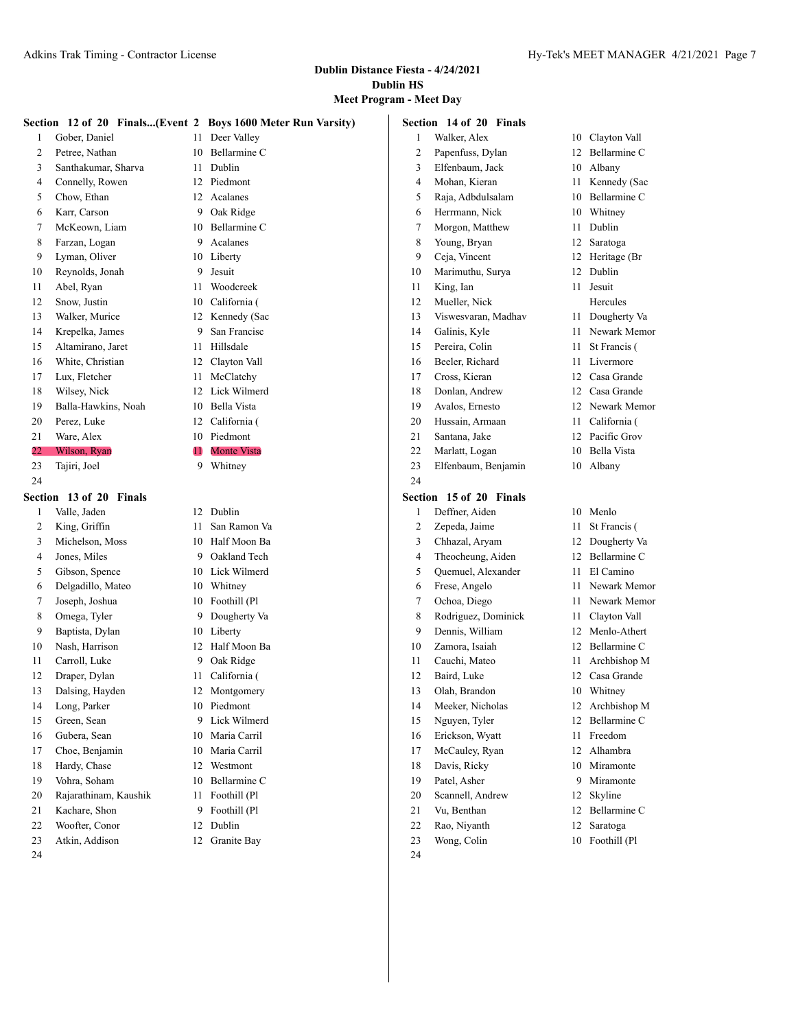**Dublin Distance Fiesta - 4/24/2021**
**Dublin HS**
**Meet Program - Meet Day**

### Section 12 of 20 Finals...(Event 2 Boys 1600 Meter Run Varsity)

| Lane | Name | Year | School |
|---|---|---|---|
| 1 | Gober, Daniel | 11 | Deer Valley |
| 2 | Petree, Nathan | 10 | Bellarmine C |
| 3 | Santhakumar, Sharva | 11 | Dublin |
| 4 | Connelly, Rowen | 12 | Piedmont |
| 5 | Chow, Ethan | 12 | Acalanes |
| 6 | Karr, Carson | 9 | Oak Ridge |
| 7 | McKeown, Liam | 10 | Bellarmine C |
| 8 | Farzan, Logan | 9 | Acalanes |
| 9 | Lyman, Oliver | 10 | Liberty |
| 10 | Reynolds, Jonah | 9 | Jesuit |
| 11 | Abel, Ryan | 11 | Woodcreek |
| 12 | Snow, Justin | 10 | California ( |
| 13 | Walker, Murice | 12 | Kennedy (Sac |
| 14 | Krepelka, James | 9 | San Francisc |
| 15 | Altamirano, Jaret | 11 | Hillsdale |
| 16 | White, Christian | 12 | Clayton Vall |
| 17 | Lux, Fletcher | 11 | McClatchy |
| 18 | Wilsey, Nick | 12 | Lick Wilmerd |
| 19 | Balla-Hawkins, Noah | 10 | Bella Vista |
| 20 | Perez, Luke | 12 | California ( |
| 21 | Ware, Alex | 10 | Piedmont |
| 22 | Wilson, Ryan | 11 | Monte Vista |
| 23 | Tajiri, Joel | 9 | Whitney |
| 24 | | | |

### Section 13 of 20 Finals

| Lane | Name | Year | School |
|---|---|---|---|
| 1 | Valle, Jaden | 12 | Dublin |
| 2 | King, Griffin | 11 | San Ramon Va |
| 3 | Michelson, Moss | 10 | Half Moon Ba |
| 4 | Jones, Miles | 9 | Oakland Tech |
| 5 | Gibson, Spence | 10 | Lick Wilmerd |
| 6 | Delgadillo, Mateo | 10 | Whitney |
| 7 | Joseph, Joshua | 10 | Foothill (Pl |
| 8 | Omega, Tyler | 9 | Dougherty Va |
| 9 | Baptista, Dylan | 10 | Liberty |
| 10 | Nash, Harrison | 12 | Half Moon Ba |
| 11 | Carroll, Luke | 9 | Oak Ridge |
| 12 | Draper, Dylan | 11 | California ( |
| 13 | Dalsing, Hayden | 12 | Montgomery |
| 14 | Long, Parker | 10 | Piedmont |
| 15 | Green, Sean | 9 | Lick Wilmerd |
| 16 | Gubera, Sean | 10 | Maria Carril |
| 17 | Choe, Benjamin | 10 | Maria Carril |
| 18 | Hardy, Chase | 12 | Westmont |
| 19 | Vohra, Soham | 10 | Bellarmine C |
| 20 | Rajarathinam, Kaushik | 11 | Foothill (Pl |
| 21 | Kachare, Shon | 9 | Foothill (Pl |
| 22 | Woofter, Conor | 12 | Dublin |
| 23 | Atkin, Addison | 12 | Granite Bay |
| 24 | | | |

### Section 14 of 20 Finals

| Lane | Name | Year | School |
|---|---|---|---|
| 1 | Walker, Alex | 10 | Clayton Vall |
| 2 | Papenfuss, Dylan | 12 | Bellarmine C |
| 3 | Elfenbaum, Jack | 10 | Albany |
| 4 | Mohan, Kieran | 11 | Kennedy (Sac |
| 5 | Raja, Adbdulsalam | 10 | Bellarmine C |
| 6 | Herrmann, Nick | 10 | Whitney |
| 7 | Morgon, Matthew | 11 | Dublin |
| 8 | Young, Bryan | 12 | Saratoga |
| 9 | Ceja, Vincent | 12 | Heritage (Br |
| 10 | Marimuthu, Surya | 12 | Dublin |
| 11 | King, Ian | 11 | Jesuit |
| 12 | Mueller, Nick | | Hercules |
| 13 | Viswesvaran, Madhav | 11 | Dougherty Va |
| 14 | Galinis, Kyle | 11 | Newark Memor |
| 15 | Pereira, Colin | 11 | St Francis ( |
| 16 | Beeler, Richard | 11 | Livermore |
| 17 | Cross, Kieran | 12 | Casa Grande |
| 18 | Donlan, Andrew | 12 | Casa Grande |
| 19 | Avalos, Ernesto | 12 | Newark Memor |
| 20 | Hussain, Armaan | 11 | California ( |
| 21 | Santana, Jake | 12 | Pacific Grov |
| 22 | Marlatt, Logan | 10 | Bella Vista |
| 23 | Elfenbaum, Benjamin | 10 | Albany |
| 24 | | | |

### Section 15 of 20 Finals

| Lane | Name | Year | School |
|---|---|---|---|
| 1 | Deffner, Aiden | 10 | Menlo |
| 2 | Zepeda, Jaime | 11 | St Francis ( |
| 3 | Chhazal, Aryam | 12 | Dougherty Va |
| 4 | Theocheung, Aiden | 12 | Bellarmine C |
| 5 | Quemuel, Alexander | 11 | El Camino |
| 6 | Frese, Angelo | 11 | Newark Memor |
| 7 | Ochoa, Diego | 11 | Newark Memor |
| 8 | Rodriguez, Dominick | 11 | Clayton Vall |
| 9 | Dennis, William | 12 | Menlo-Athert |
| 10 | Zamora, Isaiah | 12 | Bellarmine C |
| 11 | Cauchi, Mateo | 11 | Archbishop M |
| 12 | Baird, Luke | 12 | Casa Grande |
| 13 | Olah, Brandon | 10 | Whitney |
| 14 | Meeker, Nicholas | 12 | Archbishop M |
| 15 | Nguyen, Tyler | 12 | Bellarmine C |
| 16 | Erickson, Wyatt | 11 | Freedom |
| 17 | McCauley, Ryan | 12 | Alhambra |
| 18 | Davis, Ricky | 10 | Miramonte |
| 19 | Patel, Asher | 9 | Miramonte |
| 20 | Scannell, Andrew | 12 | Skyline |
| 21 | Vu, Benthan | 12 | Bellarmine C |
| 22 | Rao, Niyanth | 12 | Saratoga |
| 23 | Wong, Colin | 10 | Foothill (Pl |
| 24 | | | |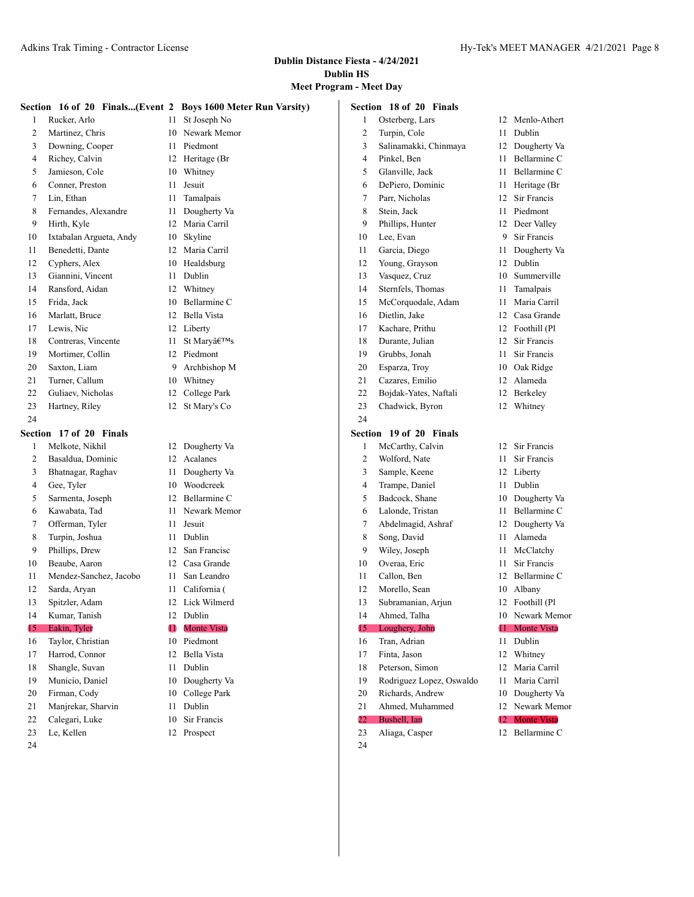**Dublin Distance Fiesta - 4/24/2021**
**Dublin HS**
**Meet Program - Meet Day**

### Section 16 of 20 Finals...(Event 2 Boys 1600 Meter Run Varsity)

| Lane | Name | Year | School |
|---|---|---|---|
| 1 | Rucker, Arlo | 11 | St Joseph No |
| 2 | Martinez, Chris | 10 | Newark Memor |
| 3 | Downing, Cooper | 11 | Piedmont |
| 4 | Richey, Calvin | 12 | Heritage (Br |
| 5 | Jamieson, Cole | 10 | Whitney |
| 6 | Conner, Preston | 11 | Jesuit |
| 7 | Lin, Ethan | 11 | Tamalpais |
| 8 | Fernandes, Alexandre | 11 | Dougherty Va |
| 9 | Hirth, Kyle | 12 | Maria Carril |
| 10 | Ixtabalan Argueta, Andy | 10 | Skyline |
| 11 | Benedetti, Dante | 12 | Maria Carril |
| 12 | Cyphers, Alex | 10 | Healdsburg |
| 13 | Giannini, Vincent | 11 | Dublin |
| 14 | Ransford, Aidan | 12 | Whitney |
| 15 | Frida, Jack | 10 | Bellarmine C |
| 16 | Marlatt, Bruce | 12 | Bella Vista |
| 17 | Lewis, Nic | 12 | Liberty |
| 18 | Contreras, Vincente | 11 | St Maryâ€™s |
| 19 | Mortimer, Collin | 12 | Piedmont |
| 20 | Saxton, Liam | 9 | Archbishop M |
| 21 | Turner, Callum | 10 | Whitney |
| 22 | Guliaev, Nicholas | 12 | College Park |
| 23 | Hartney, Riley | 12 | St Mary's Co |
| 24 | | | |

### Section 17 of 20 Finals

| Lane | Name | Year | School |
|---|---|---|---|
| 1 | Melkote, Nikhil | 12 | Dougherty Va |
| 2 | Basaldua, Dominic | 12 | Acalanes |
| 3 | Bhatnagar, Raghav | 11 | Dougherty Va |
| 4 | Gee, Tyler | 10 | Woodcreek |
| 5 | Sarmenta, Joseph | 12 | Bellarmine C |
| 6 | Kawabata, Tad | 11 | Newark Memor |
| 7 | Offerman, Tyler | 11 | Jesuit |
| 8 | Turpin, Joshua | 11 | Dublin |
| 9 | Phillips, Drew | 12 | San Francisc |
| 10 | Beaube, Aaron | 12 | Casa Grande |
| 11 | Mendez-Sanchez, Jacobo | 11 | San Leandro |
| 12 | Sarda, Aryan | 11 | California ( |
| 13 | Spitzler, Adam | 12 | Lick Wilmerd |
| 14 | Kumar, Tanish | 12 | Dublin |
| 15 | Eakin, Tyler | 11 | Monte Vista |
| 16 | Taylor, Christian | 10 | Piedmont |
| 17 | Harrod, Connor | 12 | Bella Vista |
| 18 | Shangle, Suvan | 11 | Dublin |
| 19 | Municio, Daniel | 10 | Dougherty Va |
| 20 | Firman, Cody | 10 | College Park |
| 21 | Manjrekar, Sharvin | 11 | Dublin |
| 22 | Calegari, Luke | 10 | Sir Francis |
| 23 | Le, Kellen | 12 | Prospect |
| 24 | | | |

### Section 18 of 20 Finals

| Lane | Name | Year | School |
|---|---|---|---|
| 1 | Osterberg, Lars | 12 | Menlo-Athert |
| 2 | Turpin, Cole | 11 | Dublin |
| 3 | Salinamakki, Chinmaya | 12 | Dougherty Va |
| 4 | Pinkel, Ben | 11 | Bellarmine C |
| 5 | Glanville, Jack | 11 | Bellarmine C |
| 6 | DePiero, Dominic | 11 | Heritage (Br |
| 7 | Parr, Nicholas | 12 | Sir Francis |
| 8 | Stein, Jack | 11 | Piedmont |
| 9 | Phillips, Hunter | 12 | Deer Valley |
| 10 | Lee, Evan | 9 | Sir Francis |
| 11 | Garcia, Diego | 11 | Dougherty Va |
| 12 | Young, Grayson | 12 | Dublin |
| 13 | Vasquez, Cruz | 10 | Summerville |
| 14 | Sternfels, Thomas | 11 | Tamalpais |
| 15 | McCorquodale, Adam | 11 | Maria Carril |
| 16 | Dietlin, Jake | 12 | Casa Grande |
| 17 | Kachare, Prithu | 12 | Foothill (Pl |
| 18 | Durante, Julian | 12 | Sir Francis |
| 19 | Grubbs, Jonah | 11 | Sir Francis |
| 20 | Esparza, Troy | 10 | Oak Ridge |
| 21 | Cazares, Emilio | 12 | Alameda |
| 22 | Bojdak-Yates, Naftali | 12 | Berkeley |
| 23 | Chadwick, Byron | 12 | Whitney |
| 24 | | | |

### Section 19 of 20 Finals

| Lane | Name | Year | School |
|---|---|---|---|
| 1 | McCarthy, Calvin | 12 | Sir Francis |
| 2 | Wolford, Nate | 11 | Sir Francis |
| 3 | Sample, Keene | 12 | Liberty |
| 4 | Trampe, Daniel | 11 | Dublin |
| 5 | Badcock, Shane | 10 | Dougherty Va |
| 6 | Lalonde, Tristan | 11 | Bellarmine C |
| 7 | Abdelmagid, Ashraf | 12 | Dougherty Va |
| 8 | Song, David | 11 | Alameda |
| 9 | Wiley, Joseph | 11 | McClatchy |
| 10 | Overaa, Eric | 11 | Sir Francis |
| 11 | Callon, Ben | 12 | Bellarmine C |
| 12 | Morello, Sean | 10 | Albany |
| 13 | Subramanian, Arjun | 12 | Foothill (Pl |
| 14 | Ahmed, Talha | 10 | Newark Memor |
| 15 | Loughery, John | 11 | Monte Vista |
| 16 | Tran, Adrian | 11 | Dublin |
| 17 | Finta, Jason | 12 | Whitney |
| 18 | Peterson, Simon | 12 | Maria Carril |
| 19 | Rodriguez Lopez, Oswaldo | 11 | Maria Carril |
| 20 | Richards, Andrew | 10 | Dougherty Va |
| 21 | Ahmed, Muhammed | 12 | Newark Memor |
| 22 | Bushell, Ian | 12 | Monte Vista |
| 23 | Aliaga, Casper | 12 | Bellarmine C |
| 24 | | | |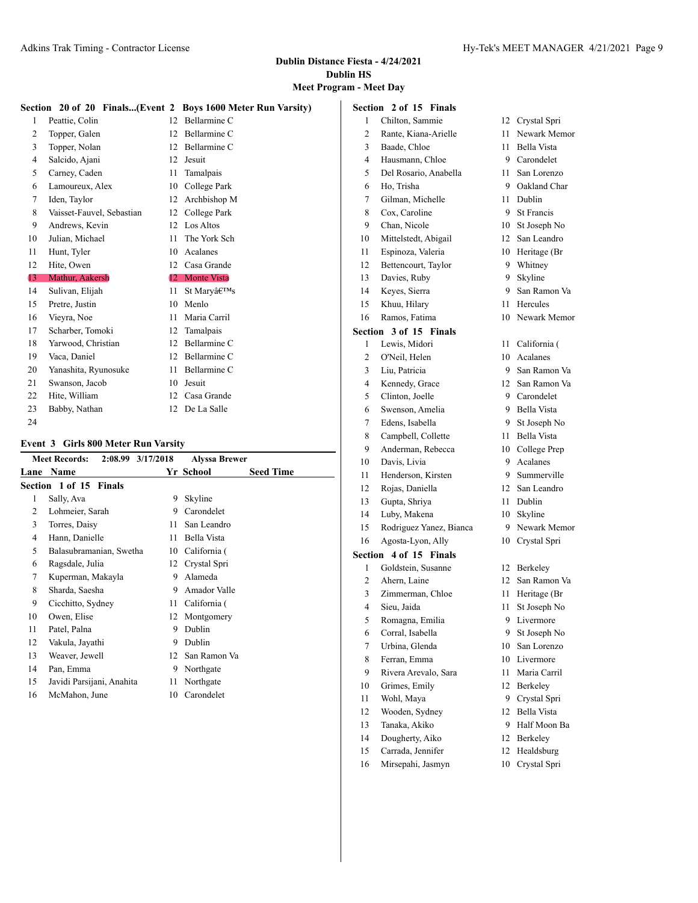# Dublin Distance Fiesta - 4/24/2021
## Dublin HS
## Meet Program - Meet Day

### Section 20 of 20 Finals...(Event 2 Boys 1600 Meter Run Varsity)

| Lane | Name | Yr | School |
|---|---|---|---|
| 1 | Peattie, Colin | 12 | Bellarmine C |
| 2 | Topper, Galen | 12 | Bellarmine C |
| 3 | Topper, Nolan | 12 | Bellarmine C |
| 4 | Salcido, Ajani | 12 | Jesuit |
| 5 | Carney, Caden | 11 | Tamalpais |
| 6 | Lamoureux, Alex | 10 | College Park |
| 7 | Iden, Taylor | 12 | Archbishop M |
| 8 | Vaisset-Fauvel, Sebastian | 12 | College Park |
| 9 | Andrews, Kevin | 12 | Los Altos |
| 10 | Julian, Michael | 11 | The York Sch |
| 11 | Hunt, Tyler | 10 | Acalanes |
| 12 | Hite, Owen | 12 | Casa Grande |
| 13 | Mathur, Aakersh | 12 | Monte Vista |
| 14 | Sulivan, Elijah | 11 | St Maryâ€™s |
| 15 | Pretre, Justin | 10 | Menlo |
| 16 | Vieyra, Noe | 11 | Maria Carril |
| 17 | Scharber, Tomoki | 12 | Tamalpais |
| 18 | Yarwood, Christian | 12 | Bellarmine C |
| 19 | Vaca, Daniel | 12 | Bellarmine C |
| 20 | Yanashita, Ryunosuke | 11 | Bellarmine C |
| 21 | Swanson, Jacob | 10 | Jesuit |
| 22 | Hite, William | 12 | Casa Grande |
| 23 | Babby, Nathan | 12 | De La Salle |
| 24 | | | |

### Event 3 Girls 800 Meter Run Varsity

Meet Records: 2:08.99 3/17/2018 Alyssa Brewer

#### Section 1 of 15 Finals

| Lane | Name | Yr | School | Seed Time |
|---|---|---|---|---|
| 1 | Sally, Ava | 9 | Skyline | |
| 2 | Lohmeier, Sarah | 9 | Carondelet | |
| 3 | Torres, Daisy | 11 | San Leandro | |
| 4 | Hann, Danielle | 11 | Bella Vista | |
| 5 | Balasubramanian, Swetha | 10 | California ( | |
| 6 | Ragsdale, Julia | 12 | Crystal Spri | |
| 7 | Kuperman, Makayla | 9 | Alameda | |
| 8 | Sharda, Saesha | 9 | Amador Valle | |
| 9 | Cicchitto, Sydney | 11 | California ( | |
| 10 | Owen, Elise | 12 | Montgomery | |
| 11 | Patel, Palna | 9 | Dublin | |
| 12 | Vakula, Jayathi | 9 | Dublin | |
| 13 | Weaver, Jewell | 12 | San Ramon Va | |
| 14 | Pan, Emma | 9 | Northgate | |
| 15 | Javidi Parsijani, Anahita | 11 | Northgate | |
| 16 | McMahon, June | 10 | Carondelet | |

#### Section 2 of 15 Finals

| Lane | Name | Yr | School |
|---|---|---|---|
| 1 | Chilton, Sammie | 12 | Crystal Spri |
| 2 | Rante, Kiana-Arielle | 11 | Newark Memor |
| 3 | Baade, Chloe | 11 | Bella Vista |
| 4 | Hausmann, Chloe | 9 | Carondelet |
| 5 | Del Rosario, Anabella | 11 | San Lorenzo |
| 6 | Ho, Trisha | 9 | Oakland Char |
| 7 | Gilman, Michelle | 11 | Dublin |
| 8 | Cox, Caroline | 9 | St Francis |
| 9 | Chan, Nicole | 10 | St Joseph No |
| 10 | Mittelstedt, Abigail | 12 | San Leandro |
| 11 | Espinoza, Valeria | 10 | Heritage (Br |
| 12 | Bettencourt, Taylor | 9 | Whitney |
| 13 | Davies, Ruby | 9 | Skyline |
| 14 | Keyes, Sierra | 9 | San Ramon Va |
| 15 | Khuu, Hilary | 11 | Hercules |
| 16 | Ramos, Fatima | 10 | Newark Memor |

#### Section 3 of 15 Finals

| Lane | Name | Yr | School |
|---|---|---|---|
| 1 | Lewis, Midori | 11 | California ( |
| 2 | O'Neil, Helen | 10 | Acalanes |
| 3 | Liu, Patricia | 9 | San Ramon Va |
| 4 | Kennedy, Grace | 12 | San Ramon Va |
| 5 | Clinton, Joelle | 9 | Carondelet |
| 6 | Swenson, Amelia | 9 | Bella Vista |
| 7 | Edens, Isabella | 9 | St Joseph No |
| 8 | Campbell, Collette | 11 | Bella Vista |
| 9 | Anderman, Rebecca | 10 | College Prep |
| 10 | Davis, Livia | 9 | Acalanes |
| 11 | Henderson, Kirsten | 9 | Summerville |
| 12 | Rojas, Daniella | 12 | San Leandro |
| 13 | Gupta, Shriya | 11 | Dublin |
| 14 | Luby, Makena | 10 | Skyline |
| 15 | Rodriguez Yanez, Bianca | 9 | Newark Memor |
| 16 | Agosta-Lyon, Ally | 10 | Crystal Spri |

#### Section 4 of 15 Finals

| Lane | Name | Yr | School |
|---|---|---|---|
| 1 | Goldstein, Susanne | 12 | Berkeley |
| 2 | Ahern, Laine | 12 | San Ramon Va |
| 3 | Zimmerman, Chloe | 11 | Heritage (Br |
| 4 | Sieu, Jaida | 11 | St Joseph No |
| 5 | Romagna, Emilia | 9 | Livermore |
| 6 | Corral, Isabella | 9 | St Joseph No |
| 7 | Urbina, Glenda | 10 | San Lorenzo |
| 8 | Ferran, Emma | 10 | Livermore |
| 9 | Rivera Arevalo, Sara | 11 | Maria Carril |
| 10 | Grimes, Emily | 12 | Berkeley |
| 11 | Wohl, Maya | 9 | Crystal Spri |
| 12 | Wooden, Sydney | 12 | Bella Vista |
| 13 | Tanaka, Akiko | 9 | Half Moon Ba |
| 14 | Dougherty, Aiko | 12 | Berkeley |
| 15 | Carrada, Jennifer | 12 | Healdsburg |
| 16 | Mirsepahi, Jasmyn | 10 | Crystal Spri |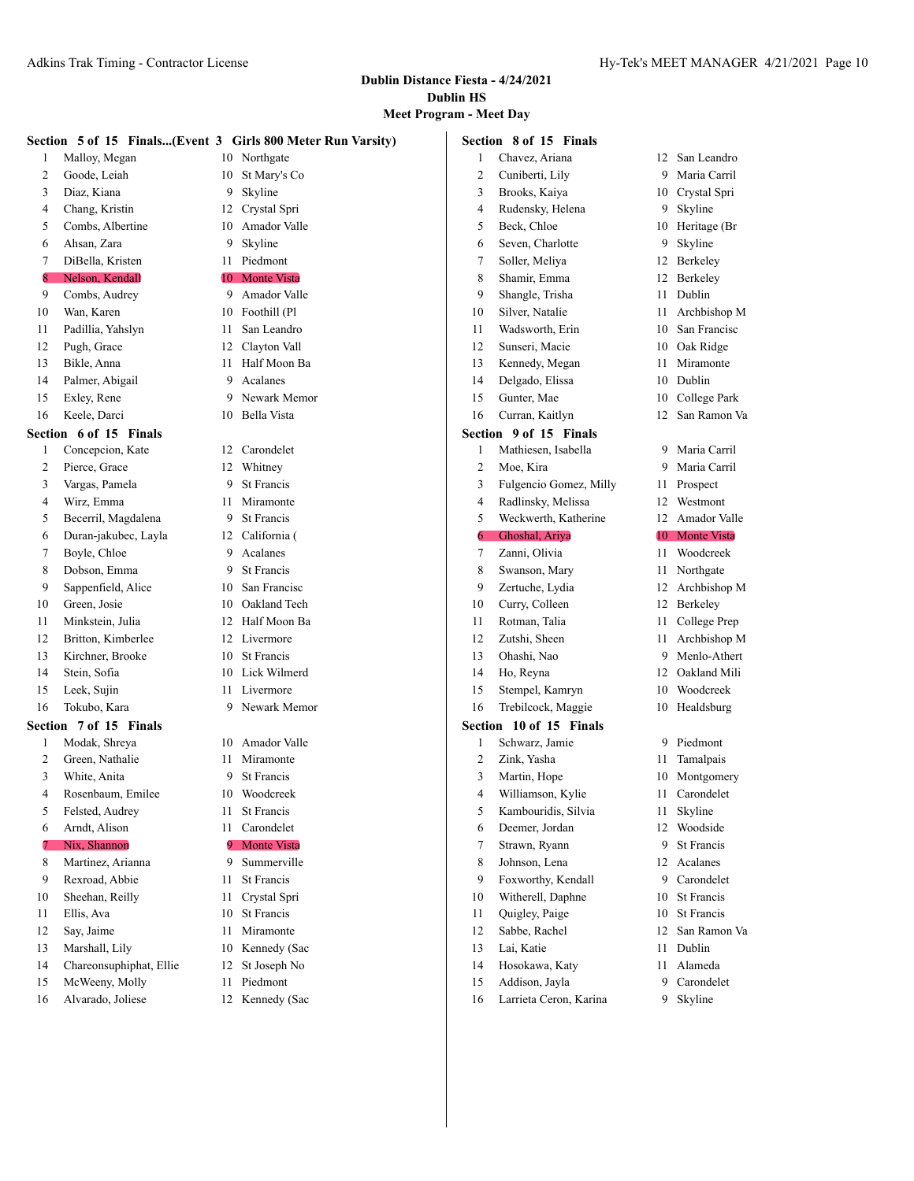### Dublin Distance Fiesta - 4/24/2021
### Dublin HS
### Meet Program - Meet Day

**Section 5 of 15 Finals...(Event 3 Girls 800 Meter Run Varsity)**

| Lane | Name | Year | School |
|---|---|---|---|
| 1 | Malloy, Megan | 10 | Northgate |
| 2 | Goode, Leiah | 10 | St Mary's Co |
| 3 | Diaz, Kiana | 9 | Skyline |
| 4 | Chang, Kristin | 12 | Crystal Spri |
| 5 | Combs, Albertine | 10 | Amador Valle |
| 6 | Ahsan, Zara | 9 | Skyline |
| 7 | DiBella, Kristen | 11 | Piedmont |
| 8 | Nelson, Kendall | 10 | Monte Vista |
| 9 | Combs, Audrey | 9 | Amador Valle |
| 10 | Wan, Karen | 10 | Foothill (Pl |
| 11 | Padillia, Yahslyn | 11 | San Leandro |
| 12 | Pugh, Grace | 12 | Clayton Vall |
| 13 | Bikle, Anna | 11 | Half Moon Ba |
| 14 | Palmer, Abigail | 9 | Acalanes |
| 15 | Exley, Rene | 9 | Newark Memor |
| 16 | Keele, Darci | 10 | Bella Vista |

**Section 6 of 15 Finals**

| Lane | Name | Year | School |
|---|---|---|---|
| 1 | Concepcion, Kate | 12 | Carondelet |
| 2 | Pierce, Grace | 12 | Whitney |
| 3 | Vargas, Pamela | 9 | St Francis |
| 4 | Wirz, Emma | 11 | Miramonte |
| 5 | Becerril, Magdalena | 9 | St Francis |
| 6 | Duran-jakubec, Layla | 12 | California ( |
| 7 | Boyle, Chloe | 9 | Acalanes |
| 8 | Dobson, Emma | 9 | St Francis |
| 9 | Sappenfield, Alice | 10 | San Francisc |
| 10 | Green, Josie | 10 | Oakland Tech |
| 11 | Minkstein, Julia | 12 | Half Moon Ba |
| 12 | Britton, Kimberlee | 12 | Livermore |
| 13 | Kirchner, Brooke | 10 | St Francis |
| 14 | Stein, Sofia | 10 | Lick Wilmerd |
| 15 | Leek, Sujin | 11 | Livermore |
| 16 | Tokubo, Kara | 9 | Newark Memor |

**Section 7 of 15 Finals**

| Lane | Name | Year | School |
|---|---|---|---|
| 1 | Modak, Shreya | 10 | Amador Valle |
| 2 | Green, Nathalie | 11 | Miramonte |
| 3 | White, Anita | 9 | St Francis |
| 4 | Rosenbaum, Emilee | 10 | Woodcreek |
| 5 | Felsted, Audrey | 11 | St Francis |
| 6 | Arndt, Alison | 11 | Carondelet |
| 7 | Nix, Shannon | 9 | Monte Vista |
| 8 | Martinez, Arianna | 9 | Summerville |
| 9 | Rexroad, Abbie | 11 | St Francis |
| 10 | Sheehan, Reilly | 11 | Crystal Spri |
| 11 | Ellis, Ava | 10 | St Francis |
| 12 | Say, Jaime | 11 | Miramonte |
| 13 | Marshall, Lily | 10 | Kennedy (Sac |
| 14 | Chareonsuphiphat, Ellie | 12 | St Joseph No |
| 15 | McWeeny, Molly | 11 | Piedmont |
| 16 | Alvarado, Joliese | 12 | Kennedy (Sac |

**Section 8 of 15 Finals**

| Lane | Name | Year | School |
|---|---|---|---|
| 1 | Chavez, Ariana | 12 | San Leandro |
| 2 | Cuniberti, Lily | 9 | Maria Carril |
| 3 | Brooks, Kaiya | 10 | Crystal Spri |
| 4 | Rudensky, Helena | 9 | Skyline |
| 5 | Beck, Chloe | 10 | Heritage (Br |
| 6 | Seven, Charlotte | 9 | Skyline |
| 7 | Soller, Meliya | 12 | Berkeley |
| 8 | Shamir, Emma | 12 | Berkeley |
| 9 | Shangle, Trisha | 11 | Dublin |
| 10 | Silver, Natalie | 11 | Archbishop M |
| 11 | Wadsworth, Erin | 10 | San Francisc |
| 12 | Sunseri, Macie | 10 | Oak Ridge |
| 13 | Kennedy, Megan | 11 | Miramonte |
| 14 | Delgado, Elissa | 10 | Dublin |
| 15 | Gunter, Mae | 10 | College Park |
| 16 | Curran, Kaitlyn | 12 | San Ramon Va |

**Section 9 of 15 Finals**

| Lane | Name | Year | School |
|---|---|---|---|
| 1 | Mathiesen, Isabella | 9 | Maria Carril |
| 2 | Moe, Kira | 9 | Maria Carril |
| 3 | Fulgencio Gomez, Milly | 11 | Prospect |
| 4 | Radlinsky, Melissa | 12 | Westmont |
| 5 | Weckwerth, Katherine | 12 | Amador Valle |
| 6 | Ghoshal, Ariya | 10 | Monte Vista |
| 7 | Zanni, Olivia | 11 | Woodcreek |
| 8 | Swanson, Mary | 11 | Northgate |
| 9 | Zertuche, Lydia | 12 | Archbishop M |
| 10 | Curry, Colleen | 12 | Berkeley |
| 11 | Rotman, Talia | 11 | College Prep |
| 12 | Zutshi, Sheen | 11 | Archbishop M |
| 13 | Ohashi, Nao | 9 | Menlo-Athert |
| 14 | Ho, Reyna | 12 | Oakland Mili |
| 15 | Stempel, Kamryn | 10 | Woodcreek |
| 16 | Trebilcock, Maggie | 10 | Healdsburg |

**Section 10 of 15 Finals**

| Lane | Name | Year | School |
|---|---|---|---|
| 1 | Schwarz, Jamie | 9 | Piedmont |
| 2 | Zink, Yasha | 11 | Tamalpais |
| 3 | Martin, Hope | 10 | Montgomery |
| 4 | Williamson, Kylie | 11 | Carondelet |
| 5 | Kambouridis, Silvia | 11 | Skyline |
| 6 | Deemer, Jordan | 12 | Woodside |
| 7 | Strawn, Ryann | 9 | St Francis |
| 8 | Johnson, Lena | 12 | Acalanes |
| 9 | Foxworthy, Kendall | 9 | Carondelet |
| 10 | Witherell, Daphne | 10 | St Francis |
| 11 | Quigley, Paige | 10 | St Francis |
| 12 | Sabbe, Rachel | 12 | San Ramon Va |
| 13 | Lai, Katie | 11 | Dublin |
| 14 | Hosokawa, Katy | 11 | Alameda |
| 15 | Addison, Jayla | 9 | Carondelet |
| 16 | Larrieta Ceron, Karina | 9 | Skyline |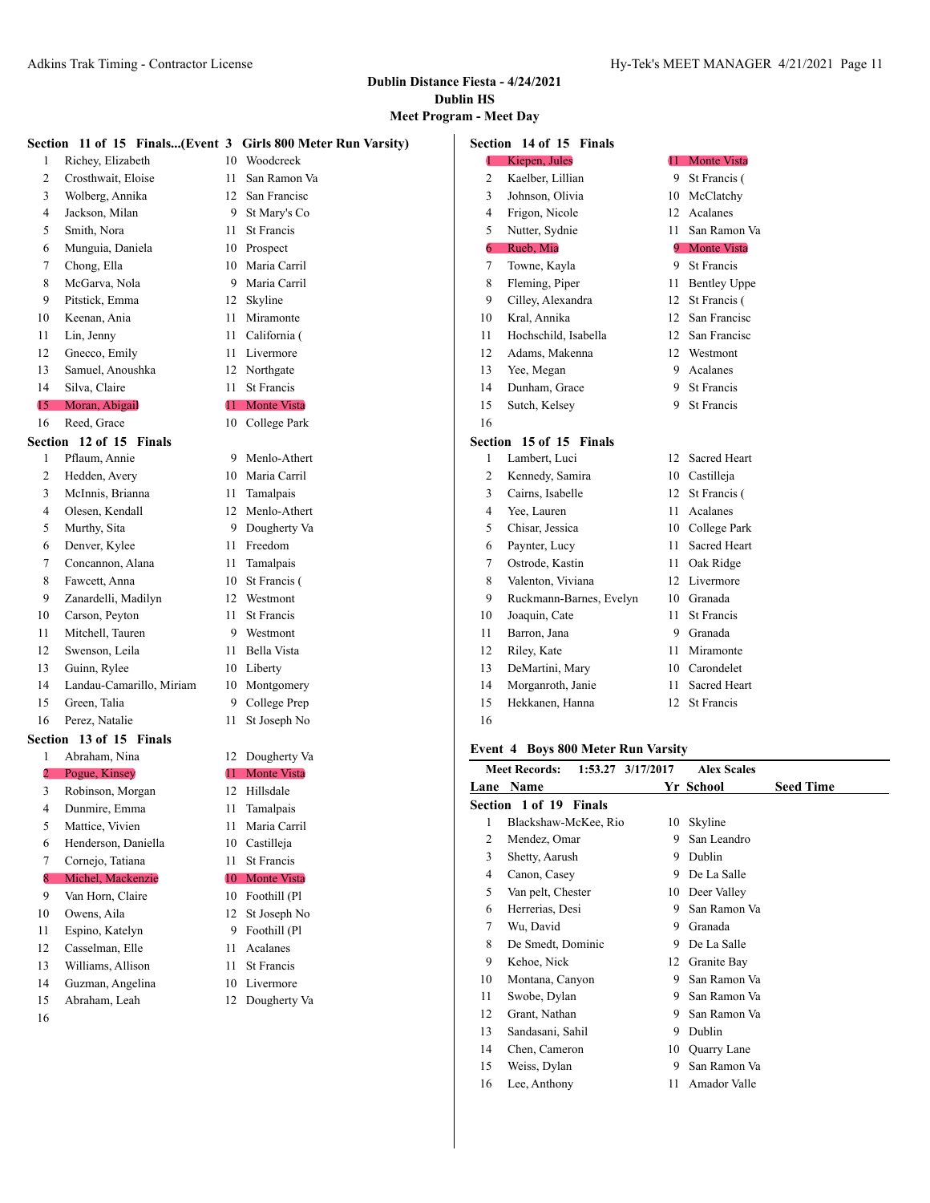## Dublin Distance Fiesta - 4/24/2021

### Dublin HS

### Meet Program - Meet Day

**Section 11 of 15 Finals...(Event 3 Girls 800 Meter Run Varsity)**

| Lane | Name | Yr | School |
|---|---|---|---|
| 1 | Richey, Elizabeth | 10 | Woodcreek |
| 2 | Crosthwait, Eloise | 11 | San Ramon Va |
| 3 | Wolberg, Annika | 12 | San Francisc |
| 4 | Jackson, Milan | 9 | St Mary's Co |
| 5 | Smith, Nora | 11 | St Francis |
| 6 | Munguia, Daniela | 10 | Prospect |
| 7 | Chong, Ella | 10 | Maria Carril |
| 8 | McGarva, Nola | 9 | Maria Carril |
| 9 | Pitstick, Emma | 12 | Skyline |
| 10 | Keenan, Ania | 11 | Miramonte |
| 11 | Lin, Jenny | 11 | California ( |
| 12 | Gnecco, Emily | 11 | Livermore |
| 13 | Samuel, Anoushka | 12 | Northgate |
| 14 | Silva, Claire | 11 | St Francis |
| 15 | Moran, Abigail | 11 | Monte Vista |
| 16 | Reed, Grace | 10 | College Park |

**Section 12 of 15 Finals**

| Lane | Name | Yr | School |
|---|---|---|---|
| 1 | Pflaum, Annie | 9 | Menlo-Athert |
| 2 | Hedden, Avery | 10 | Maria Carril |
| 3 | McInnis, Brianna | 11 | Tamalpais |
| 4 | Olesen, Kendall | 12 | Menlo-Athert |
| 5 | Murthy, Sita | 9 | Dougherty Va |
| 6 | Denver, Kylee | 11 | Freedom |
| 7 | Concannon, Alana | 11 | Tamalpais |
| 8 | Fawcett, Anna | 10 | St Francis ( |
| 9 | Zanardelli, Madilyn | 12 | Westmont |
| 10 | Carson, Peyton | 11 | St Francis |
| 11 | Mitchell, Tauren | 9 | Westmont |
| 12 | Swenson, Leila | 11 | Bella Vista |
| 13 | Guinn, Rylee | 10 | Liberty |
| 14 | Landau-Camarillo, Miriam | 10 | Montgomery |
| 15 | Green, Talia | 9 | College Prep |
| 16 | Perez, Natalie | 11 | St Joseph No |

**Section 13 of 15 Finals**

| Lane | Name | Yr | School |
|---|---|---|---|
| 1 | Abraham, Nina | 12 | Dougherty Va |
| 2 | Pogue, Kinsey | 11 | Monte Vista |
| 3 | Robinson, Morgan | 12 | Hillsdale |
| 4 | Dunmire, Emma | 11 | Tamalpais |
| 5 | Mattice, Vivien | 11 | Maria Carril |
| 6 | Henderson, Daniella | 10 | Castilleja |
| 7 | Cornejo, Tatiana | 11 | St Francis |
| 8 | Michel, Mackenzie | 10 | Monte Vista |
| 9 | Van Horn, Claire | 10 | Foothill (Pl |
| 10 | Owens, Aila | 12 | St Joseph No |
| 11 | Espino, Katelyn | 9 | Foothill (Pl |
| 12 | Casselman, Elle | 11 | Acalanes |
| 13 | Williams, Allison | 11 | St Francis |
| 14 | Guzman, Angelina | 10 | Livermore |
| 15 | Abraham, Leah | 12 | Dougherty Va |
| 16 | | | |

**Section 14 of 15 Finals**

| Lane | Name | Yr | School |
|---|---|---|---|
| 1 | Kiepen, Jules | 11 | Monte Vista |
| 2 | Kaelber, Lillian | 9 | St Francis ( |
| 3 | Johnson, Olivia | 10 | McClatchy |
| 4 | Frigon, Nicole | 12 | Acalanes |
| 5 | Nutter, Sydnie | 11 | San Ramon Va |
| 6 | Rueb, Mia | 9 | Monte Vista |
| 7 | Towne, Kayla | 9 | St Francis |
| 8 | Fleming, Piper | 11 | Bentley Uppe |
| 9 | Cilley, Alexandra | 12 | St Francis ( |
| 10 | Kral, Annika | 12 | San Francisc |
| 11 | Hochschild, Isabella | 12 | San Francisc |
| 12 | Adams, Makenna | 12 | Westmont |
| 13 | Yee, Megan | 9 | Acalanes |
| 14 | Dunham, Grace | 9 | St Francis |
| 15 | Sutch, Kelsey | 9 | St Francis |
| 16 | | | |

**Section 15 of 15 Finals**

| Lane | Name | Yr | School |
|---|---|---|---|
| 1 | Lambert, Luci | 12 | Sacred Heart |
| 2 | Kennedy, Samira | 10 | Castilleja |
| 3 | Cairns, Isabelle | 12 | St Francis ( |
| 4 | Yee, Lauren | 11 | Acalanes |
| 5 | Chisar, Jessica | 10 | College Park |
| 6 | Paynter, Lucy | 11 | Sacred Heart |
| 7 | Ostrode, Kastin | 11 | Oak Ridge |
| 8 | Valenton, Viviana | 12 | Livermore |
| 9 | Ruckmann-Barnes, Evelyn | 10 | Granada |
| 10 | Joaquin, Cate | 11 | St Francis |
| 11 | Barron, Jana | 9 | Granada |
| 12 | Riley, Kate | 11 | Miramonte |
| 13 | DeMartini, Mary | 10 | Carondelet |
| 14 | Morganroth, Janie | 11 | Sacred Heart |
| 15 | Hekkanen, Hanna | 12 | St Francis |
| 16 | | | |

### Event 4 Boys 800 Meter Run Varsity

**Meet Records:** 1:53.27 3/17/2017 Alex Scales

**Section 1 of 19 Finals**

| Lane | Name | Yr | School | Seed Time |
|---|---|---|---|---|
| 1 | Blackshaw-McKee, Rio | 10 | Skyline | |
| 2 | Mendez, Omar | 9 | San Leandro | |
| 3 | Shetty, Aarush | 9 | Dublin | |
| 4 | Canon, Casey | 9 | De La Salle | |
| 5 | Van pelt, Chester | 10 | Deer Valley | |
| 6 | Herrerias, Desi | 9 | San Ramon Va | |
| 7 | Wu, David | 9 | Granada | |
| 8 | De Smedt, Dominic | 9 | De La Salle | |
| 9 | Kehoe, Nick | 12 | Granite Bay | |
| 10 | Montana, Canyon | 9 | San Ramon Va | |
| 11 | Swobe, Dylan | 9 | San Ramon Va | |
| 12 | Grant, Nathan | 9 | San Ramon Va | |
| 13 | Sandasani, Sahil | 9 | Dublin | |
| 14 | Chen, Cameron | 10 | Quarry Lane | |
| 15 | Weiss, Dylan | 9 | San Ramon Va | |
| 16 | Lee, Anthony | 11 | Amador Valle | |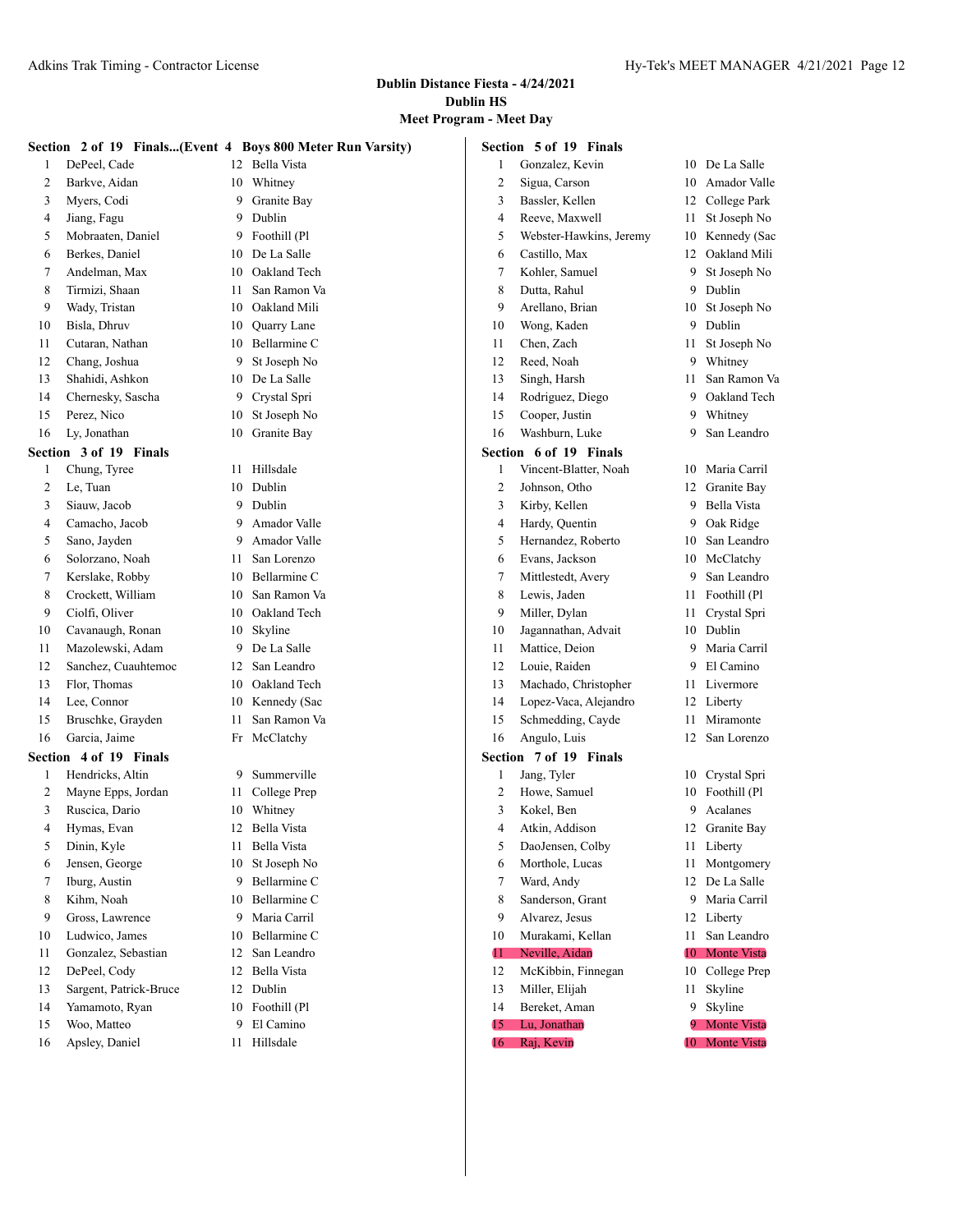## Dublin Distance Fiesta - 4/24/2021
## Dublin HS
## Meet Program - Meet Day

### Section 2 of 19 Finals...(Event 4 Boys 800 Meter Run Varsity)

| # | Name | Yr | School |
|---|---|---|---|
| 1 | DePeel, Cade | 12 | Bella Vista |
| 2 | Barkve, Aidan | 10 | Whitney |
| 3 | Myers, Codi | 9 | Granite Bay |
| 4 | Jiang, Fagu | 9 | Dublin |
| 5 | Mobraaten, Daniel | 9 | Foothill (Pl |
| 6 | Berkes, Daniel | 10 | De La Salle |
| 7 | Andelman, Max | 10 | Oakland Tech |
| 8 | Tirmizi, Shaan | 11 | San Ramon Va |
| 9 | Wady, Tristan | 10 | Oakland Mili |
| 10 | Bisla, Dhruv | 10 | Quarry Lane |
| 11 | Cutaran, Nathan | 10 | Bellarmine C |
| 12 | Chang, Joshua | 9 | St Joseph No |
| 13 | Shahidi, Ashkon | 10 | De La Salle |
| 14 | Chernesky, Sascha | 9 | Crystal Spri |
| 15 | Perez, Nico | 10 | St Joseph No |
| 16 | Ly, Jonathan | 10 | Granite Bay |

### Section 3 of 19 Finals

| # | Name | Yr | School |
|---|---|---|---|
| 1 | Chung, Tyree | 11 | Hillsdale |
| 2 | Le, Tuan | 10 | Dublin |
| 3 | Siauw, Jacob | 9 | Dublin |
| 4 | Camacho, Jacob | 9 | Amador Valle |
| 5 | Sano, Jayden | 9 | Amador Valle |
| 6 | Solorzano, Noah | 11 | San Lorenzo |
| 7 | Kerslake, Robby | 10 | Bellarmine C |
| 8 | Crockett, William | 10 | San Ramon Va |
| 9 | Ciolfi, Oliver | 10 | Oakland Tech |
| 10 | Cavanaugh, Ronan | 10 | Skyline |
| 11 | Mazolewski, Adam | 9 | De La Salle |
| 12 | Sanchez, Cuauhtemoc | 12 | San Leandro |
| 13 | Flor, Thomas | 10 | Oakland Tech |
| 14 | Lee, Connor | 10 | Kennedy (Sac |
| 15 | Bruschke, Grayden | 11 | San Ramon Va |
| 16 | Garcia, Jaime | Fr | McClatchy |

### Section 4 of 19 Finals

| # | Name | Yr | School |
|---|---|---|---|
| 1 | Hendricks, Altin | 9 | Summerville |
| 2 | Mayne Epps, Jordan | 11 | College Prep |
| 3 | Ruscica, Dario | 10 | Whitney |
| 4 | Hymas, Evan | 12 | Bella Vista |
| 5 | Dinin, Kyle | 11 | Bella Vista |
| 6 | Jensen, George | 10 | St Joseph No |
| 7 | Iburg, Austin | 9 | Bellarmine C |
| 8 | Kihm, Noah | 10 | Bellarmine C |
| 9 | Gross, Lawrence | 9 | Maria Carril |
| 10 | Ludwico, James | 10 | Bellarmine C |
| 11 | Gonzalez, Sebastian | 12 | San Leandro |
| 12 | DePeel, Cody | 12 | Bella Vista |
| 13 | Sargent, Patrick-Bruce | 12 | Dublin |
| 14 | Yamamoto, Ryan | 10 | Foothill (Pl |
| 15 | Woo, Matteo | 9 | El Camino |
| 16 | Apsley, Daniel | 11 | Hillsdale |

### Section 5 of 19 Finals

| # | Name | Yr | School |
|---|---|---|---|
| 1 | Gonzalez, Kevin | 10 | De La Salle |
| 2 | Sigua, Carson | 10 | Amador Valle |
| 3 | Bassler, Kellen | 12 | College Park |
| 4 | Reeve, Maxwell | 11 | St Joseph No |
| 5 | Webster-Hawkins, Jeremy | 10 | Kennedy (Sac |
| 6 | Castillo, Max | 12 | Oakland Mili |
| 7 | Kohler, Samuel | 9 | St Joseph No |
| 8 | Dutta, Rahul | 9 | Dublin |
| 9 | Arellano, Brian | 10 | St Joseph No |
| 10 | Wong, Kaden | 9 | Dublin |
| 11 | Chen, Zach | 11 | St Joseph No |
| 12 | Reed, Noah | 9 | Whitney |
| 13 | Singh, Harsh | 11 | San Ramon Va |
| 14 | Rodriguez, Diego | 9 | Oakland Tech |
| 15 | Cooper, Justin | 9 | Whitney |
| 16 | Washburn, Luke | 9 | San Leandro |

### Section 6 of 19 Finals

| # | Name | Yr | School |
|---|---|---|---|
| 1 | Vincent-Blatter, Noah | 10 | Maria Carril |
| 2 | Johnson, Otho | 12 | Granite Bay |
| 3 | Kirby, Kellen | 9 | Bella Vista |
| 4 | Hardy, Quentin | 9 | Oak Ridge |
| 5 | Hernandez, Roberto | 10 | San Leandro |
| 6 | Evans, Jackson | 10 | McClatchy |
| 7 | Mittlestedt, Avery | 9 | San Leandro |
| 8 | Lewis, Jaden | 11 | Foothill (Pl |
| 9 | Miller, Dylan | 11 | Crystal Spri |
| 10 | Jagannathan, Advait | 10 | Dublin |
| 11 | Mattice, Deion | 9 | Maria Carril |
| 12 | Louie, Raiden | 9 | El Camino |
| 13 | Machado, Christopher | 11 | Livermore |
| 14 | Lopez-Vaca, Alejandro | 12 | Liberty |
| 15 | Schmedding, Cayde | 11 | Miramonte |
| 16 | Angulo, Luis | 12 | San Lorenzo |

### Section 7 of 19 Finals

| # | Name | Yr | School |
|---|---|---|---|
| 1 | Jang, Tyler | 10 | Crystal Spri |
| 2 | Howe, Samuel | 10 | Foothill (Pl |
| 3 | Kokel, Ben | 9 | Acalanes |
| 4 | Atkin, Addison | 12 | Granite Bay |
| 5 | DaoJensen, Colby | 11 | Liberty |
| 6 | Morthole, Lucas | 11 | Montgomery |
| 7 | Ward, Andy | 12 | De La Salle |
| 8 | Sanderson, Grant | 9 | Maria Carril |
| 9 | Alvarez, Jesus | 12 | Liberty |
| 10 | Murakami, Kellan | 11 | San Leandro |
| 11 | Neville, Aidan | 10 | Monte Vista |
| 12 | McKibbin, Finnegan | 10 | College Prep |
| 13 | Miller, Elijah | 11 | Skyline |
| 14 | Bereket, Aman | 9 | Skyline |
| 15 | Lu, Jonathan | 9 | Monte Vista |
| 16 | Raj, Kevin | 10 | Monte Vista |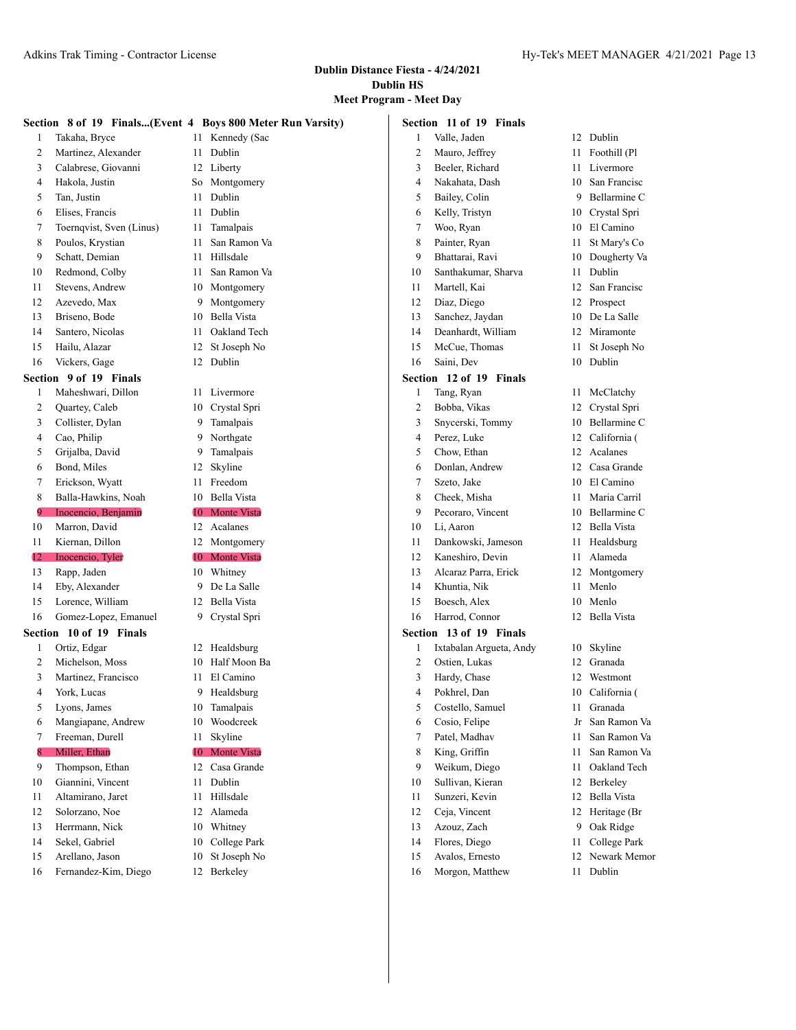**Dublin Distance Fiesta - 4/24/2021**
**Dublin HS**
**Meet Program - Meet Day**

### Section 8 of 19 Finals...(Event 4 Boys 800 Meter Run Varsity)

| # | Name | Yr | School |
|---|---|---|---|
| 1 | Takaha, Bryce | 11 | Kennedy (Sac |
| 2 | Martinez, Alexander | 11 | Dublin |
| 3 | Calabrese, Giovanni | 12 | Liberty |
| 4 | Hakola, Justin | So | Montgomery |
| 5 | Tan, Justin | 11 | Dublin |
| 6 | Elises, Francis | 11 | Dublin |
| 7 | Toernqvist, Sven (Linus) | 11 | Tamalpais |
| 8 | Poulos, Krystian | 11 | San Ramon Va |
| 9 | Schatt, Demian | 11 | Hillsdale |
| 10 | Redmond, Colby | 11 | San Ramon Va |
| 11 | Stevens, Andrew | 10 | Montgomery |
| 12 | Azevedo, Max | 9 | Montgomery |
| 13 | Briseno, Bode | 10 | Bella Vista |
| 14 | Santero, Nicolas | 11 | Oakland Tech |
| 15 | Hailu, Alazar | 12 | St Joseph No |
| 16 | Vickers, Gage | 12 | Dublin |

### Section 9 of 19 Finals

| # | Name | Yr | School |
|---|---|---|---|
| 1 | Maheshwari, Dillon | 11 | Livermore |
| 2 | Quartey, Caleb | 10 | Crystal Spri |
| 3 | Collister, Dylan | 9 | Tamalpais |
| 4 | Cao, Philip | 9 | Northgate |
| 5 | Grijalba, David | 9 | Tamalpais |
| 6 | Bond, Miles | 12 | Skyline |
| 7 | Erickson, Wyatt | 11 | Freedom |
| 8 | Balla-Hawkins, Noah | 10 | Bella Vista |
| 9 | Inocencio, Benjamin | 10 | Monte Vista |
| 10 | Marron, David | 12 | Acalanes |
| 11 | Kiernan, Dillon | 12 | Montgomery |
| 12 | Inocencio, Tyler | 10 | Monte Vista |
| 13 | Rapp, Jaden | 10 | Whitney |
| 14 | Eby, Alexander | 9 | De La Salle |
| 15 | Lorence, William | 12 | Bella Vista |
| 16 | Gomez-Lopez, Emanuel | 9 | Crystal Spri |

### Section 10 of 19 Finals

| # | Name | Yr | School |
|---|---|---|---|
| 1 | Ortiz, Edgar | 12 | Healdsburg |
| 2 | Michelson, Moss | 10 | Half Moon Ba |
| 3 | Martinez, Francisco | 11 | El Camino |
| 4 | York, Lucas | 9 | Healdsburg |
| 5 | Lyons, James | 10 | Tamalpais |
| 6 | Mangiapane, Andrew | 10 | Woodcreek |
| 7 | Freeman, Durell | 11 | Skyline |
| 8 | Miller, Ethan | 10 | Monte Vista |
| 9 | Thompson, Ethan | 12 | Casa Grande |
| 10 | Giannini, Vincent | 11 | Dublin |
| 11 | Altamirano, Jaret | 11 | Hillsdale |
| 12 | Solorzano, Noe | 12 | Alameda |
| 13 | Herrmann, Nick | 10 | Whitney |
| 14 | Sekel, Gabriel | 10 | College Park |
| 15 | Arellano, Jason | 10 | St Joseph No |
| 16 | Fernandez-Kim, Diego | 12 | Berkeley |

### Section 11 of 19 Finals

| # | Name | Yr | School |
|---|---|---|---|
| 1 | Valle, Jaden | 12 | Dublin |
| 2 | Mauro, Jeffrey | 11 | Foothill (Pl |
| 3 | Beeler, Richard | 11 | Livermore |
| 4 | Nakahata, Dash | 10 | San Francisc |
| 5 | Bailey, Colin | 9 | Bellarmine C |
| 6 | Kelly, Tristyn | 10 | Crystal Spri |
| 7 | Woo, Ryan | 10 | El Camino |
| 8 | Painter, Ryan | 11 | St Mary's Co |
| 9 | Bhattarai, Ravi | 10 | Dougherty Va |
| 10 | Santhakumar, Sharva | 11 | Dublin |
| 11 | Martell, Kai | 12 | San Francisc |
| 12 | Diaz, Diego | 12 | Prospect |
| 13 | Sanchez, Jaydan | 10 | De La Salle |
| 14 | Deanhardt, William | 12 | Miramonte |
| 15 | McCue, Thomas | 11 | St Joseph No |
| 16 | Saini, Dev | 10 | Dublin |

### Section 12 of 19 Finals

| # | Name | Yr | School |
|---|---|---|---|
| 1 | Tang, Ryan | 11 | McClatchy |
| 2 | Bobba, Vikas | 12 | Crystal Spri |
| 3 | Snycerski, Tommy | 10 | Bellarmine C |
| 4 | Perez, Luke | 12 | California ( |
| 5 | Chow, Ethan | 12 | Acalanes |
| 6 | Donlan, Andrew | 12 | Casa Grande |
| 7 | Szeto, Jake | 10 | El Camino |
| 8 | Cheek, Misha | 11 | Maria Carril |
| 9 | Pecoraro, Vincent | 10 | Bellarmine C |
| 10 | Li, Aaron | 12 | Bella Vista |
| 11 | Dankowski, Jameson | 11 | Healdsburg |
| 12 | Kaneshiro, Devin | 11 | Alameda |
| 13 | Alcaraz Parra, Erick | 12 | Montgomery |
| 14 | Khuntia, Nik | 11 | Menlo |
| 15 | Boesch, Alex | 10 | Menlo |
| 16 | Harrod, Connor | 12 | Bella Vista |

### Section 13 of 19 Finals

| # | Name | Yr | School |
|---|---|---|---|
| 1 | Ixtabalan Argueta, Andy | 10 | Skyline |
| 2 | Ostien, Lukas | 12 | Granada |
| 3 | Hardy, Chase | 12 | Westmont |
| 4 | Pokhrel, Dan | 10 | California ( |
| 5 | Costello, Samuel | 11 | Granada |
| 6 | Cosio, Felipe | Jr | San Ramon Va |
| 7 | Patel, Madhav | 11 | San Ramon Va |
| 8 | King, Griffin | 11 | San Ramon Va |
| 9 | Weikum, Diego | 11 | Oakland Tech |
| 10 | Sullivan, Kieran | 12 | Berkeley |
| 11 | Sunzeri, Kevin | 12 | Bella Vista |
| 12 | Ceja, Vincent | 12 | Heritage (Br |
| 13 | Azouz, Zach | 9 | Oak Ridge |
| 14 | Flores, Diego | 11 | College Park |
| 15 | Avalos, Ernesto | 12 | Newark Memor |
| 16 | Morgon, Matthew | 11 | Dublin |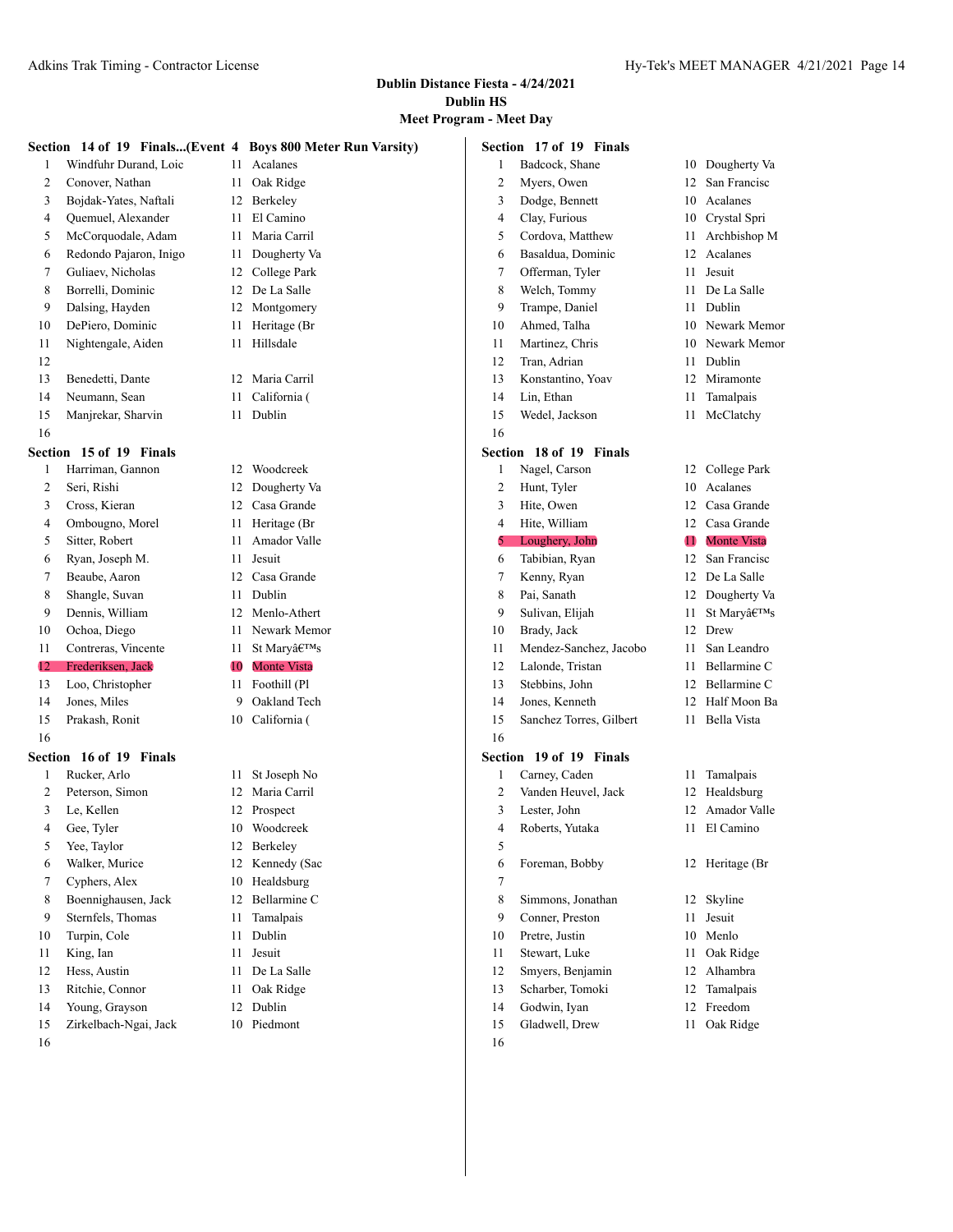**Dublin Distance Fiesta - 4/24/2021**
**Dublin HS**
**Meet Program - Meet Day**

### Section 14 of 19 Finals...(Event 4 Boys 800 Meter Run Varsity)

| | Name | Yr | School |
|---|---|---|---|
| 1 | Windfuhr Durand, Loic | 11 | Acalanes |
| 2 | Conover, Nathan | 11 | Oak Ridge |
| 3 | Bojdak-Yates, Naftali | 12 | Berkeley |
| 4 | Quemuel, Alexander | 11 | El Camino |
| 5 | McCorquodale, Adam | 11 | Maria Carril |
| 6 | Redondo Pajaron, Inigo | 11 | Dougherty Va |
| 7 | Guliaev, Nicholas | 12 | College Park |
| 8 | Borrelli, Dominic | 12 | De La Salle |
| 9 | Dalsing, Hayden | 12 | Montgomery |
| 10 | DePiero, Dominic | 11 | Heritage (Br |
| 11 | Nightengale, Aiden | 11 | Hillsdale |
| 12 | | | |
| 13 | Benedetti, Dante | 12 | Maria Carril |
| 14 | Neumann, Sean | 11 | California ( |
| 15 | Manjrekar, Sharvin | 11 | Dublin |
| 16 | | | |

### Section 15 of 19 Finals

| | Name | Yr | School |
|---|---|---|---|
| 1 | Harriman, Gannon | 12 | Woodcreek |
| 2 | Seri, Rishi | 12 | Dougherty Va |
| 3 | Cross, Kieran | 12 | Casa Grande |
| 4 | Ombougno, Morel | 11 | Heritage (Br |
| 5 | Sitter, Robert | 11 | Amador Valle |
| 6 | Ryan, Joseph M. | 11 | Jesuit |
| 7 | Beaube, Aaron | 12 | Casa Grande |
| 8 | Shangle, Suvan | 11 | Dublin |
| 9 | Dennis, William | 12 | Menlo-Athert |
| 10 | Ochoa, Diego | 11 | Newark Memor |
| 11 | Contreras, Vincente | 11 | St Maryâ€™s |
| 12 | Frederiksen, Jack | 10 | Monte Vista |
| 13 | Loo, Christopher | 11 | Foothill (Pl |
| 14 | Jones, Miles | 9 | Oakland Tech |
| 15 | Prakash, Ronit | 10 | California ( |
| 16 | | | |

### Section 16 of 19 Finals

| | Name | Yr | School |
|---|---|---|---|
| 1 | Rucker, Arlo | 11 | St Joseph No |
| 2 | Peterson, Simon | 12 | Maria Carril |
| 3 | Le, Kellen | 12 | Prospect |
| 4 | Gee, Tyler | 10 | Woodcreek |
| 5 | Yee, Taylor | 12 | Berkeley |
| 6 | Walker, Murice | 12 | Kennedy (Sac |
| 7 | Cyphers, Alex | 10 | Healdsburg |
| 8 | Boennighausen, Jack | 12 | Bellarmine C |
| 9 | Sternfels, Thomas | 11 | Tamalpais |
| 10 | Turpin, Cole | 11 | Dublin |
| 11 | King, Ian | 11 | Jesuit |
| 12 | Hess, Austin | 11 | De La Salle |
| 13 | Ritchie, Connor | 11 | Oak Ridge |
| 14 | Young, Grayson | 12 | Dublin |
| 15 | Zirkelbach-Ngai, Jack | 10 | Piedmont |
| 16 | | | |

### Section 17 of 19 Finals

| | Name | Yr | School |
|---|---|---|---|
| 1 | Badcock, Shane | 10 | Dougherty Va |
| 2 | Myers, Owen | 12 | San Francisc |
| 3 | Dodge, Bennett | 10 | Acalanes |
| 4 | Clay, Furious | 10 | Crystal Spri |
| 5 | Cordova, Matthew | 11 | Archbishop M |
| 6 | Basaldua, Dominic | 12 | Acalanes |
| 7 | Offerman, Tyler | 11 | Jesuit |
| 8 | Welch, Tommy | 11 | De La Salle |
| 9 | Trampe, Daniel | 11 | Dublin |
| 10 | Ahmed, Talha | 10 | Newark Memor |
| 11 | Martinez, Chris | 10 | Newark Memor |
| 12 | Tran, Adrian | 11 | Dublin |
| 13 | Konstantino, Yoav | 12 | Miramonte |
| 14 | Lin, Ethan | 11 | Tamalpais |
| 15 | Wedel, Jackson | 11 | McClatchy |
| 16 | | | |

### Section 18 of 19 Finals

| | Name | Yr | School |
|---|---|---|---|
| 1 | Nagel, Carson | 12 | College Park |
| 2 | Hunt, Tyler | 10 | Acalanes |
| 3 | Hite, Owen | 12 | Casa Grande |
| 4 | Hite, William | 12 | Casa Grande |
| 5 | Loughery, John | 11 | Monte Vista |
| 6 | Tabibian, Ryan | 12 | San Francisc |
| 7 | Kenny, Ryan | 12 | De La Salle |
| 8 | Pai, Sanath | 12 | Dougherty Va |
| 9 | Sulivan, Elijah | 11 | St Maryâ€™s |
| 10 | Brady, Jack | 12 | Drew |
| 11 | Mendez-Sanchez, Jacobo | 11 | San Leandro |
| 12 | Lalonde, Tristan | 11 | Bellarmine C |
| 13 | Stebbins, John | 12 | Bellarmine C |
| 14 | Jones, Kenneth | 12 | Half Moon Ba |
| 15 | Sanchez Torres, Gilbert | 11 | Bella Vista |
| 16 | | | |

### Section 19 of 19 Finals

| | Name | Yr | School |
|---|---|---|---|
| 1 | Carney, Caden | 11 | Tamalpais |
| 2 | Vanden Heuvel, Jack | 12 | Healdsburg |
| 3 | Lester, John | 12 | Amador Valle |
| 4 | Roberts, Yutaka | 11 | El Camino |
| 5 | | | |
| 6 | Foreman, Bobby | 12 | Heritage (Br |
| 7 | | | |
| 8 | Simmons, Jonathan | 12 | Skyline |
| 9 | Conner, Preston | 11 | Jesuit |
| 10 | Pretre, Justin | 10 | Menlo |
| 11 | Stewart, Luke | 11 | Oak Ridge |
| 12 | Smyers, Benjamin | 12 | Alhambra |
| 13 | Scharber, Tomoki | 12 | Tamalpais |
| 14 | Godwin, Iyan | 12 | Freedom |
| 15 | Gladwell, Drew | 11 | Oak Ridge |
| 16 | | | |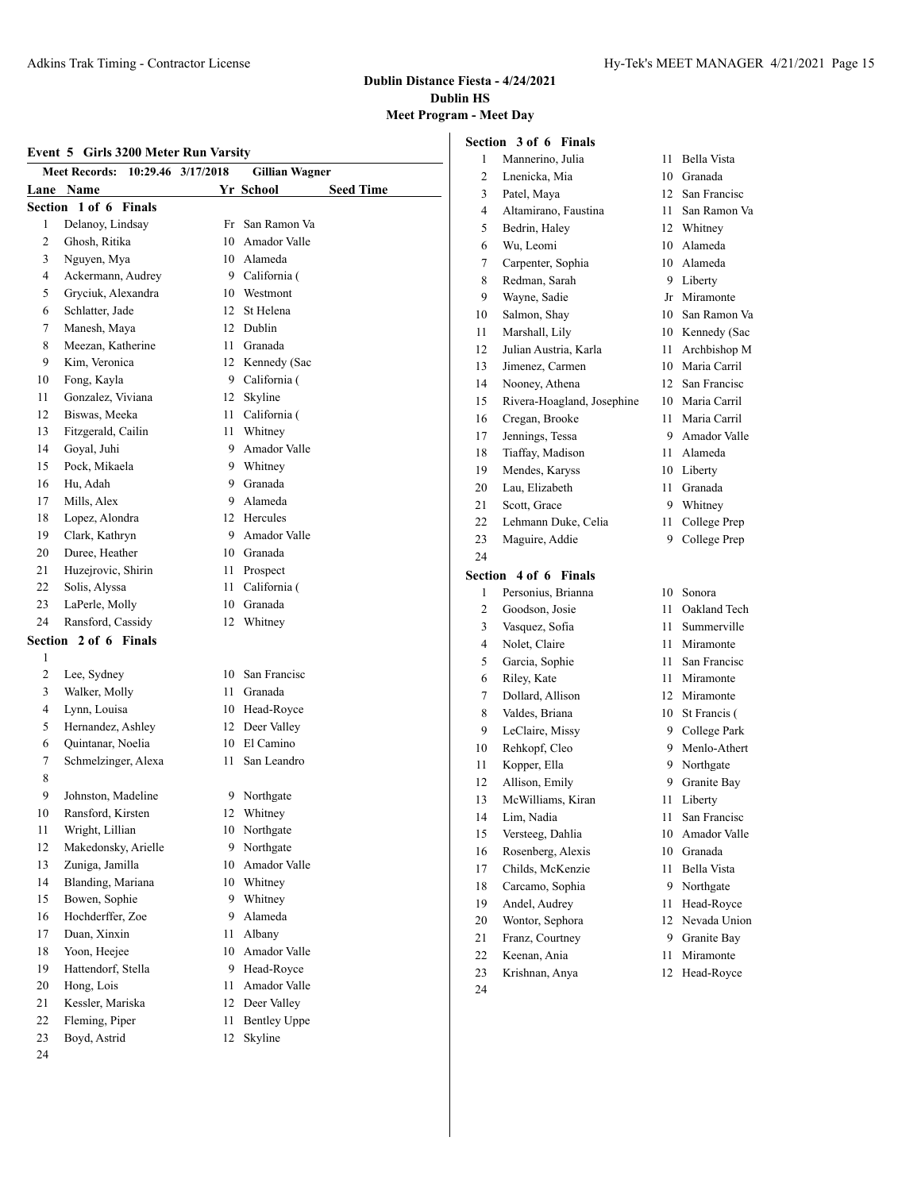# Dublin Distance Fiesta - 4/24/2021

## Dublin HS

### Meet Program - Meet Day

**Event 5 Girls 3200 Meter Run Varsity**

**Meet Records: 10:29.46 3/17/2018 Gillian Wagner**

**Section 1 of 6 Finals**

| Lane | Name | Yr | School | Seed Time |
|---|---|---|---|---|
| 1 | Delanoy, Lindsay | Fr | San Ramon Va | |
| 2 | Ghosh, Ritika | 10 | Amador Valle | |
| 3 | Nguyen, Mya | 10 | Alameda | |
| 4 | Ackermann, Audrey | 9 | California ( | |
| 5 | Gryciuk, Alexandra | 10 | Westmont | |
| 6 | Schlatter, Jade | 12 | St Helena | |
| 7 | Manesh, Maya | 12 | Dublin | |
| 8 | Meezan, Katherine | 11 | Granada | |
| 9 | Kim, Veronica | 12 | Kennedy (Sac | |
| 10 | Fong, Kayla | 9 | California ( | |
| 11 | Gonzalez, Viviana | 12 | Skyline | |
| 12 | Biswas, Meeka | 11 | California ( | |
| 13 | Fitzgerald, Cailin | 11 | Whitney | |
| 14 | Goyal, Juhi | 9 | Amador Valle | |
| 15 | Pock, Mikaela | 9 | Whitney | |
| 16 | Hu, Adah | 9 | Granada | |
| 17 | Mills, Alex | 9 | Alameda | |
| 18 | Lopez, Alondra | 12 | Hercules | |
| 19 | Clark, Kathryn | 9 | Amador Valle | |
| 20 | Duree, Heather | 10 | Granada | |
| 21 | Huzejrovic, Shirin | 11 | Prospect | |
| 22 | Solis, Alyssa | 11 | California ( | |
| 23 | LaPerle, Molly | 10 | Granada | |
| 24 | Ransford, Cassidy | 12 | Whitney | |

**Section 2 of 6 Finals**

| Lane | Name | Yr | School | Seed Time |
|---|---|---|---|---|
| 1 | | | | |
| 2 | Lee, Sydney | 10 | San Francisc | |
| 3 | Walker, Molly | 11 | Granada | |
| 4 | Lynn, Louisa | 10 | Head-Royce | |
| 5 | Hernandez, Ashley | 12 | Deer Valley | |
| 6 | Quintanar, Noelia | 10 | El Camino | |
| 7 | Schmelzinger, Alexa | 11 | San Leandro | |
| 8 | | | | |
| 9 | Johnston, Madeline | 9 | Northgate | |
| 10 | Ransford, Kirsten | 12 | Whitney | |
| 11 | Wright, Lillian | 10 | Northgate | |
| 12 | Makedonsky, Arielle | 9 | Northgate | |
| 13 | Zuniga, Jamilla | 10 | Amador Valle | |
| 14 | Blanding, Mariana | 10 | Whitney | |
| 15 | Bowen, Sophie | 9 | Whitney | |
| 16 | Hochderffer, Zoe | 9 | Alameda | |
| 17 | Duan, Xinxin | 11 | Albany | |
| 18 | Yoon, Heejee | 10 | Amador Valle | |
| 19 | Hattendorf, Stella | 9 | Head-Royce | |
| 20 | Hong, Lois | 11 | Amador Valle | |
| 21 | Kessler, Mariska | 12 | Deer Valley | |
| 22 | Fleming, Piper | 11 | Bentley Uppe | |
| 23 | Boyd, Astrid | 12 | Skyline | |
| 24 | | | | |

**Section 3 of 6 Finals**

| Lane | Name | Yr | School | Seed Time |
|---|---|---|---|---|
| 1 | Mannerino, Julia | 11 | Bella Vista | |
| 2 | Lnenicka, Mia | 10 | Granada | |
| 3 | Patel, Maya | 12 | San Francisc | |
| 4 | Altamirano, Faustina | 11 | San Ramon Va | |
| 5 | Bedrin, Haley | 12 | Whitney | |
| 6 | Wu, Leomi | 10 | Alameda | |
| 7 | Carpenter, Sophia | 10 | Alameda | |
| 8 | Redman, Sarah | 9 | Liberty | |
| 9 | Wayne, Sadie | Jr | Miramonte | |
| 10 | Salmon, Shay | 10 | San Ramon Va | |
| 11 | Marshall, Lily | 10 | Kennedy (Sac | |
| 12 | Julian Austria, Karla | 11 | Archbishop M | |
| 13 | Jimenez, Carmen | 10 | Maria Carril | |
| 14 | Nooney, Athena | 12 | San Francisc | |
| 15 | Rivera-Hoagland, Josephine | 10 | Maria Carril | |
| 16 | Cregan, Brooke | 11 | Maria Carril | |
| 17 | Jennings, Tessa | 9 | Amador Valle | |
| 18 | Tiaffay, Madison | 11 | Alameda | |
| 19 | Mendes, Karyss | 10 | Liberty | |
| 20 | Lau, Elizabeth | 11 | Granada | |
| 21 | Scott, Grace | 9 | Whitney | |
| 22 | Lehmann Duke, Celia | 11 | College Prep | |
| 23 | Maguire, Addie | 9 | College Prep | |
| 24 | | | | |

**Section 4 of 6 Finals**

| Lane | Name | Yr | School | Seed Time |
|---|---|---|---|---|
| 1 | Personius, Brianna | 10 | Sonora | |
| 2 | Goodson, Josie | 11 | Oakland Tech | |
| 3 | Vasquez, Sofia | 11 | Summerville | |
| 4 | Nolet, Claire | 11 | Miramonte | |
| 5 | Garcia, Sophie | 11 | San Francisc | |
| 6 | Riley, Kate | 11 | Miramonte | |
| 7 | Dollard, Allison | 12 | Miramonte | |
| 8 | Valdes, Briana | 10 | St Francis ( | |
| 9 | LeClaire, Missy | 9 | College Park | |
| 10 | Rehkopf, Cleo | 9 | Menlo-Athert | |
| 11 | Kopper, Ella | 9 | Northgate | |
| 12 | Allison, Emily | 9 | Granite Bay | |
| 13 | McWilliams, Kiran | 11 | Liberty | |
| 14 | Lim, Nadia | 11 | San Francisc | |
| 15 | Versteeg, Dahlia | 10 | Amador Valle | |
| 16 | Rosenberg, Alexis | 10 | Granada | |
| 17 | Childs, McKenzie | 11 | Bella Vista | |
| 18 | Carcamo, Sophia | 9 | Northgate | |
| 19 | Andel, Audrey | 11 | Head-Royce | |
| 20 | Wontor, Sephora | 12 | Nevada Union | |
| 21 | Franz, Courtney | 9 | Granite Bay | |
| 22 | Keenan, Ania | 11 | Miramonte | |
| 23 | Krishnan, Anya | 12 | Head-Royce | |
| 24 | | | | |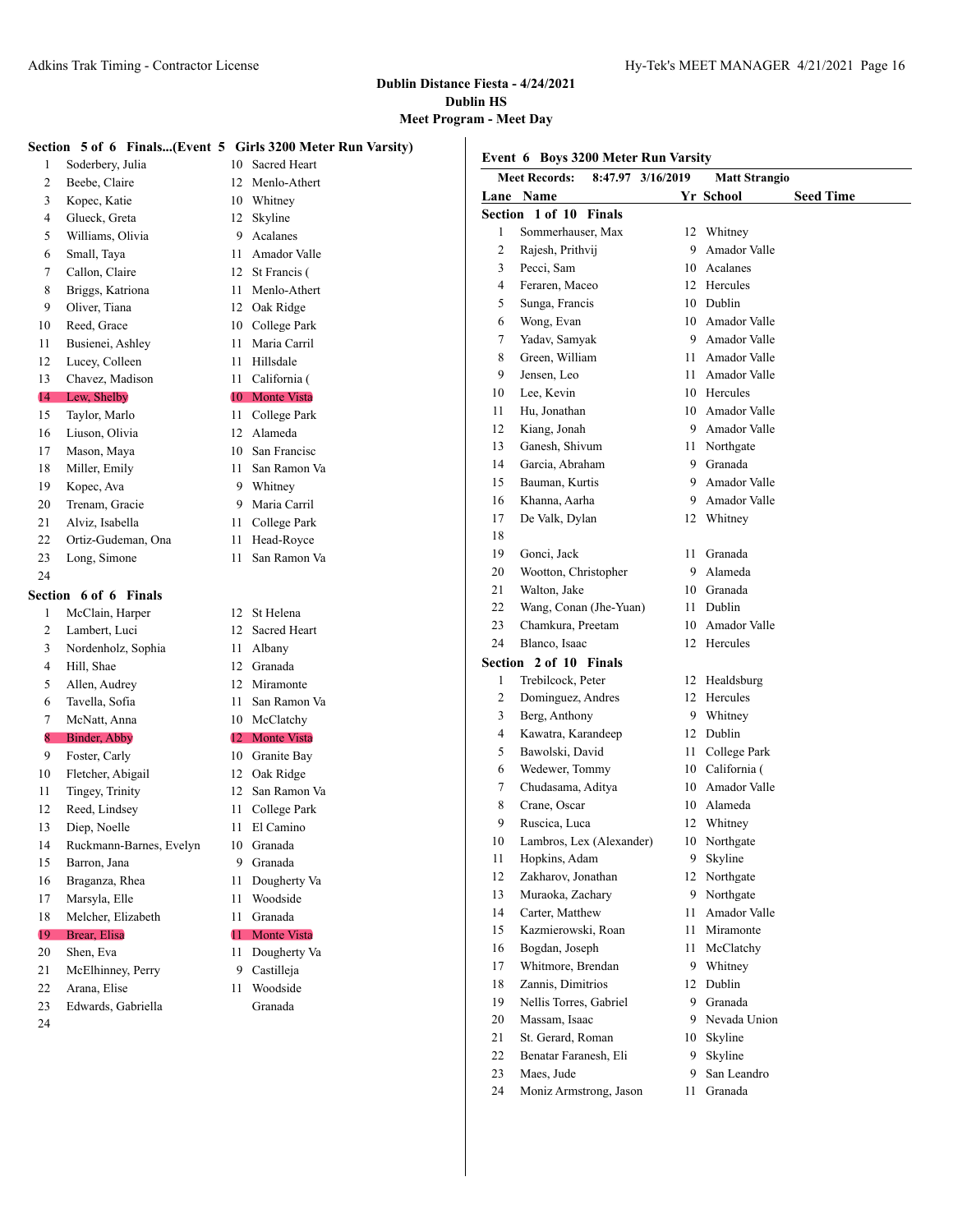## Dublin Distance Fiesta - 4/24/2021
### Dublin HS
### Meet Program - Meet Day

**Section 5 of 6 Finals...(Event 5 Girls 3200 Meter Run Varsity)**

| Lane | Name | Yr | School |
|---|---|---|---|
| 1 | Soderbery, Julia | 10 | Sacred Heart |
| 2 | Beebe, Claire | 12 | Menlo-Athert |
| 3 | Kopec, Katie | 10 | Whitney |
| 4 | Glueck, Greta | 12 | Skyline |
| 5 | Williams, Olivia | 9 | Acalanes |
| 6 | Small, Taya | 11 | Amador Valle |
| 7 | Callon, Claire | 12 | St Francis ( |
| 8 | Briggs, Katriona | 11 | Menlo-Athert |
| 9 | Oliver, Tiana | 12 | Oak Ridge |
| 10 | Reed, Grace | 10 | College Park |
| 11 | Busienei, Ashley | 11 | Maria Carril |
| 12 | Lucey, Colleen | 11 | Hillsdale |
| 13 | Chavez, Madison | 11 | California ( |
| 14 | Lew, Shelby | 10 | Monte Vista |
| 15 | Taylor, Marlo | 11 | College Park |
| 16 | Liuson, Olivia | 12 | Alameda |
| 17 | Mason, Maya | 10 | San Francisc |
| 18 | Miller, Emily | 11 | San Ramon Va |
| 19 | Kopec, Ava | 9 | Whitney |
| 20 | Trenam, Gracie | 9 | Maria Carril |
| 21 | Alviz, Isabella | 11 | College Park |
| 22 | Ortiz-Gudeman, Ona | 11 | Head-Royce |
| 23 | Long, Simone | 11 | San Ramon Va |
| 24 | | | |

**Section 6 of 6 Finals**

| Lane | Name | Yr | School |
|---|---|---|---|
| 1 | McClain, Harper | 12 | St Helena |
| 2 | Lambert, Luci | 12 | Sacred Heart |
| 3 | Nordenholz, Sophia | 11 | Albany |
| 4 | Hill, Shae | 12 | Granada |
| 5 | Allen, Audrey | 12 | Miramonte |
| 6 | Tavella, Sofia | 11 | San Ramon Va |
| 7 | McNatt, Anna | 10 | McClatchy |
| 8 | Binder, Abby | 12 | Monte Vista |
| 9 | Foster, Carly | 10 | Granite Bay |
| 10 | Fletcher, Abigail | 12 | Oak Ridge |
| 11 | Tingey, Trinity | 12 | San Ramon Va |
| 12 | Reed, Lindsey | 11 | College Park |
| 13 | Diep, Noelle | 11 | El Camino |
| 14 | Ruckmann-Barnes, Evelyn | 10 | Granada |
| 15 | Barron, Jana | 9 | Granada |
| 16 | Braganza, Rhea | 11 | Dougherty Va |
| 17 | Marsyla, Elle | 11 | Woodside |
| 18 | Melcher, Elizabeth | 11 | Granada |
| 19 | Brear, Elisa | 11 | Monte Vista |
| 20 | Shen, Eva | 11 | Dougherty Va |
| 21 | McElhinney, Perry | 9 | Castilleja |
| 22 | Arana, Elise | 11 | Woodside |
| 23 | Edwards, Gabriella | | Granada |
| 24 | | | |

**Event 6 Boys 3200 Meter Run Varsity**

Meet Records: 8:47.97 3/16/2019 Matt Strangio

**Section 1 of 10 Finals**

| Lane | Name | Yr | School | Seed Time |
|---|---|---|---|---|
| 1 | Sommerhauser, Max | 12 | Whitney | |
| 2 | Rajesh, Prithvij | 9 | Amador Valle | |
| 3 | Pecci, Sam | 10 | Acalanes | |
| 4 | Feraren, Maceo | 12 | Hercules | |
| 5 | Sunga, Francis | 10 | Dublin | |
| 6 | Wong, Evan | 10 | Amador Valle | |
| 7 | Yadav, Samyak | 9 | Amador Valle | |
| 8 | Green, William | 11 | Amador Valle | |
| 9 | Jensen, Leo | 11 | Amador Valle | |
| 10 | Lee, Kevin | 10 | Hercules | |
| 11 | Hu, Jonathan | 10 | Amador Valle | |
| 12 | Kiang, Jonah | 9 | Amador Valle | |
| 13 | Ganesh, Shivum | 11 | Northgate | |
| 14 | Garcia, Abraham | 9 | Granada | |
| 15 | Bauman, Kurtis | 9 | Amador Valle | |
| 16 | Khanna, Aarha | 9 | Amador Valle | |
| 17 | De Valk, Dylan | 12 | Whitney | |
| 18 | | | | |
| 19 | Gonci, Jack | 11 | Granada | |
| 20 | Wootton, Christopher | 9 | Alameda | |
| 21 | Walton, Jake | 10 | Granada | |
| 22 | Wang, Conan (Jhe-Yuan) | 11 | Dublin | |
| 23 | Chamkura, Preetam | 10 | Amador Valle | |
| 24 | Blanco, Isaac | 12 | Hercules | |

**Section 2 of 10 Finals**

| Lane | Name | Yr | School | Seed Time |
|---|---|---|---|---|
| 1 | Trebilcock, Peter | 12 | Healdsburg | |
| 2 | Dominguez, Andres | 12 | Hercules | |
| 3 | Berg, Anthony | 9 | Whitney | |
| 4 | Kawatra, Karandeep | 12 | Dublin | |
| 5 | Bawolski, David | 11 | College Park | |
| 6 | Wedewer, Tommy | 10 | California ( | |
| 7 | Chudasama, Aditya | 10 | Amador Valle | |
| 8 | Crane, Oscar | 10 | Alameda | |
| 9 | Ruscica, Luca | 12 | Whitney | |
| 10 | Lambros, Lex (Alexander) | 10 | Northgate | |
| 11 | Hopkins, Adam | 9 | Skyline | |
| 12 | Zakharov, Jonathan | 12 | Northgate | |
| 13 | Muraoka, Zachary | 9 | Northgate | |
| 14 | Carter, Matthew | 11 | Amador Valle | |
| 15 | Kazmierowski, Roan | 11 | Miramonte | |
| 16 | Bogdan, Joseph | 11 | McClatchy | |
| 17 | Whitmore, Brendan | 9 | Whitney | |
| 18 | Zannis, Dimitrios | 12 | Dublin | |
| 19 | Nellis Torres, Gabriel | 9 | Granada | |
| 20 | Massam, Isaac | 9 | Nevada Union | |
| 21 | St. Gerard, Roman | 10 | Skyline | |
| 22 | Benatar Faranesh, Eli | 9 | Skyline | |
| 23 | Maes, Jude | 9 | San Leandro | |
| 24 | Moniz Armstrong, Jason | 11 | Granada | |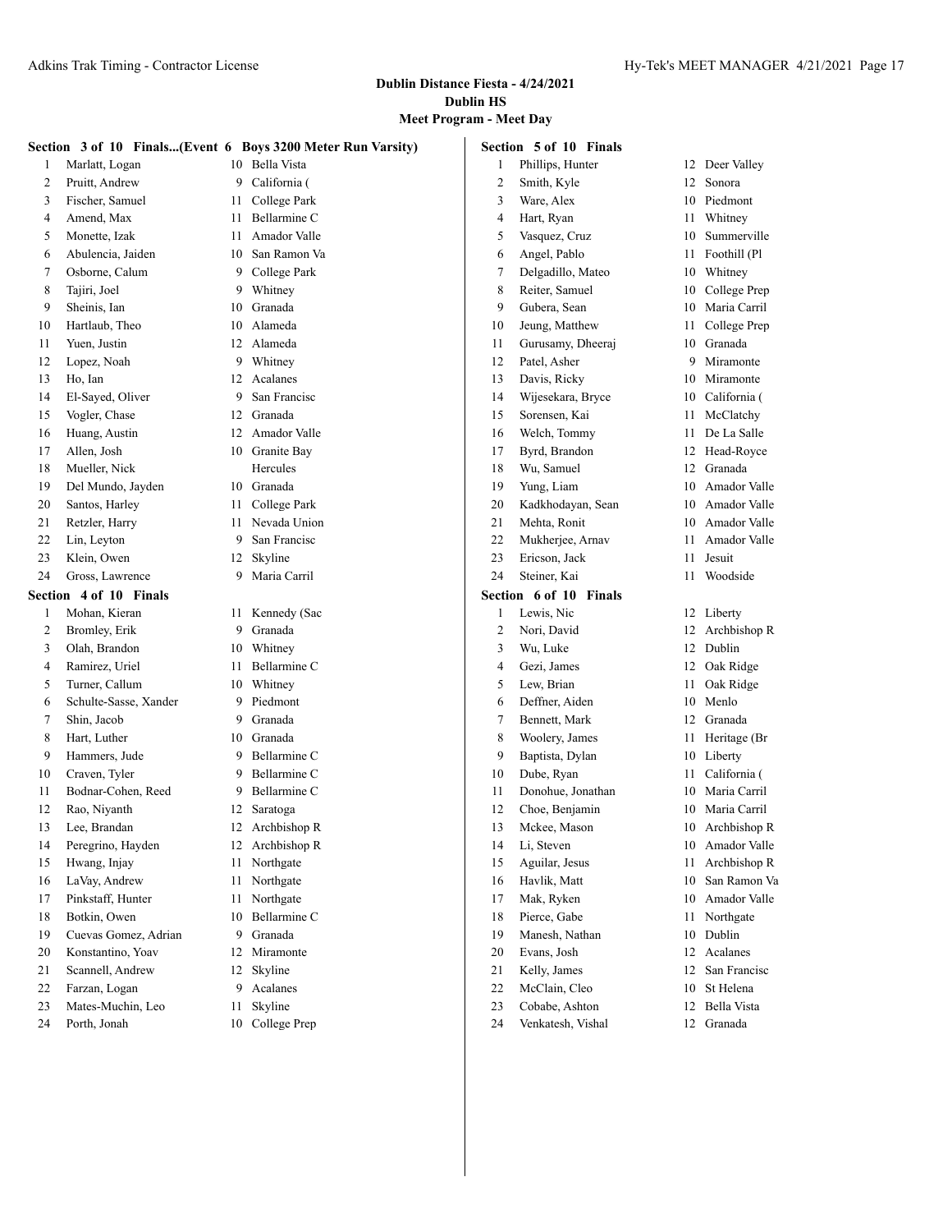**Dublin Distance Fiesta - 4/24/2021**
**Dublin HS**
**Meet Program - Meet Day**

### Section 3 of 10 Finals...(Event 6 Boys 3200 Meter Run Varsity)

| # | Name | Yr | School |
|---|---|---|---|
| 1 | Marlatt, Logan | 10 | Bella Vista |
| 2 | Pruitt, Andrew | 9 | California ( |
| 3 | Fischer, Samuel | 11 | College Park |
| 4 | Amend, Max | 11 | Bellarmine C |
| 5 | Monette, Izak | 11 | Amador Valle |
| 6 | Abulencia, Jaiden | 10 | San Ramon Va |
| 7 | Osborne, Calum | 9 | College Park |
| 8 | Tajiri, Joel | 9 | Whitney |
| 9 | Sheinis, Ian | 10 | Granada |
| 10 | Hartlaub, Theo | 10 | Alameda |
| 11 | Yuen, Justin | 12 | Alameda |
| 12 | Lopez, Noah | 9 | Whitney |
| 13 | Ho, Ian | 12 | Acalanes |
| 14 | El-Sayed, Oliver | 9 | San Francisc |
| 15 | Vogler, Chase | 12 | Granada |
| 16 | Huang, Austin | 12 | Amador Valle |
| 17 | Allen, Josh | 10 | Granite Bay |
| 18 | Mueller, Nick | | Hercules |
| 19 | Del Mundo, Jayden | 10 | Granada |
| 20 | Santos, Harley | 11 | College Park |
| 21 | Retzler, Harry | 11 | Nevada Union |
| 22 | Lin, Leyton | 9 | San Francisc |
| 23 | Klein, Owen | 12 | Skyline |
| 24 | Gross, Lawrence | 9 | Maria Carril |

### Section 4 of 10 Finals

| # | Name | Yr | School |
|---|---|---|---|
| 1 | Mohan, Kieran | 11 | Kennedy (Sac |
| 2 | Bromley, Erik | 9 | Granada |
| 3 | Olah, Brandon | 10 | Whitney |
| 4 | Ramirez, Uriel | 11 | Bellarmine C |
| 5 | Turner, Callum | 10 | Whitney |
| 6 | Schulte-Sasse, Xander | 9 | Piedmont |
| 7 | Shin, Jacob | 9 | Granada |
| 8 | Hart, Luther | 10 | Granada |
| 9 | Hammers, Jude | 9 | Bellarmine C |
| 10 | Craven, Tyler | 9 | Bellarmine C |
| 11 | Bodnar-Cohen, Reed | 9 | Bellarmine C |
| 12 | Rao, Niyanth | 12 | Saratoga |
| 13 | Lee, Brandan | 12 | Archbishop R |
| 14 | Peregrino, Hayden | 12 | Archbishop R |
| 15 | Hwang, Injay | 11 | Northgate |
| 16 | LaVay, Andrew | 11 | Northgate |
| 17 | Pinkstaff, Hunter | 11 | Northgate |
| 18 | Botkin, Owen | 10 | Bellarmine C |
| 19 | Cuevas Gomez, Adrian | 9 | Granada |
| 20 | Konstantino, Yoav | 12 | Miramonte |
| 21 | Scannell, Andrew | 12 | Skyline |
| 22 | Farzan, Logan | 9 | Acalanes |
| 23 | Mates-Muchin, Leo | 11 | Skyline |
| 24 | Porth, Jonah | 10 | College Prep |

### Section 5 of 10 Finals

| # | Name | Yr | School |
|---|---|---|---|
| 1 | Phillips, Hunter | 12 | Deer Valley |
| 2 | Smith, Kyle | 12 | Sonora |
| 3 | Ware, Alex | 10 | Piedmont |
| 4 | Hart, Ryan | 11 | Whitney |
| 5 | Vasquez, Cruz | 10 | Summerville |
| 6 | Angel, Pablo | 11 | Foothill (Pl |
| 7 | Delgadillo, Mateo | 10 | Whitney |
| 8 | Reiter, Samuel | 10 | College Prep |
| 9 | Gubera, Sean | 10 | Maria Carril |
| 10 | Jeung, Matthew | 11 | College Prep |
| 11 | Gurusamy, Dheeraj | 10 | Granada |
| 12 | Patel, Asher | 9 | Miramonte |
| 13 | Davis, Ricky | 10 | Miramonte |
| 14 | Wijesekara, Bryce | 10 | California ( |
| 15 | Sorensen, Kai | 11 | McClatchy |
| 16 | Welch, Tommy | 11 | De La Salle |
| 17 | Byrd, Brandon | 12 | Head-Royce |
| 18 | Wu, Samuel | 12 | Granada |
| 19 | Yung, Liam | 10 | Amador Valle |
| 20 | Kadkhodayan, Sean | 10 | Amador Valle |
| 21 | Mehta, Ronit | 10 | Amador Valle |
| 22 | Mukherjee, Arnav | 11 | Amador Valle |
| 23 | Ericson, Jack | 11 | Jesuit |
| 24 | Steiner, Kai | 11 | Woodside |

### Section 6 of 10 Finals

| # | Name | Yr | School |
|---|---|---|---|
| 1 | Lewis, Nic | 12 | Liberty |
| 2 | Nori, David | 12 | Archbishop R |
| 3 | Wu, Luke | 12 | Dublin |
| 4 | Gezi, James | 12 | Oak Ridge |
| 5 | Lew, Brian | 11 | Oak Ridge |
| 6 | Deffner, Aiden | 10 | Menlo |
| 7 | Bennett, Mark | 12 | Granada |
| 8 | Woolery, James | 11 | Heritage (Br |
| 9 | Baptista, Dylan | 10 | Liberty |
| 10 | Dube, Ryan | 11 | California ( |
| 11 | Donohue, Jonathan | 10 | Maria Carril |
| 12 | Choe, Benjamin | 10 | Maria Carril |
| 13 | Mckee, Mason | 10 | Archbishop R |
| 14 | Li, Steven | 10 | Amador Valle |
| 15 | Aguilar, Jesus | 11 | Archbishop R |
| 16 | Havlik, Matt | 10 | San Ramon Va |
| 17 | Mak, Ryken | 10 | Amador Valle |
| 18 | Pierce, Gabe | 11 | Northgate |
| 19 | Manesh, Nathan | 10 | Dublin |
| 20 | Evans, Josh | 12 | Acalanes |
| 21 | Kelly, James | 12 | San Francisc |
| 22 | McClain, Cleo | 10 | St Helena |
| 23 | Cobabe, Ashton | 12 | Bella Vista |
| 24 | Venkatesh, Vishal | 12 | Granada |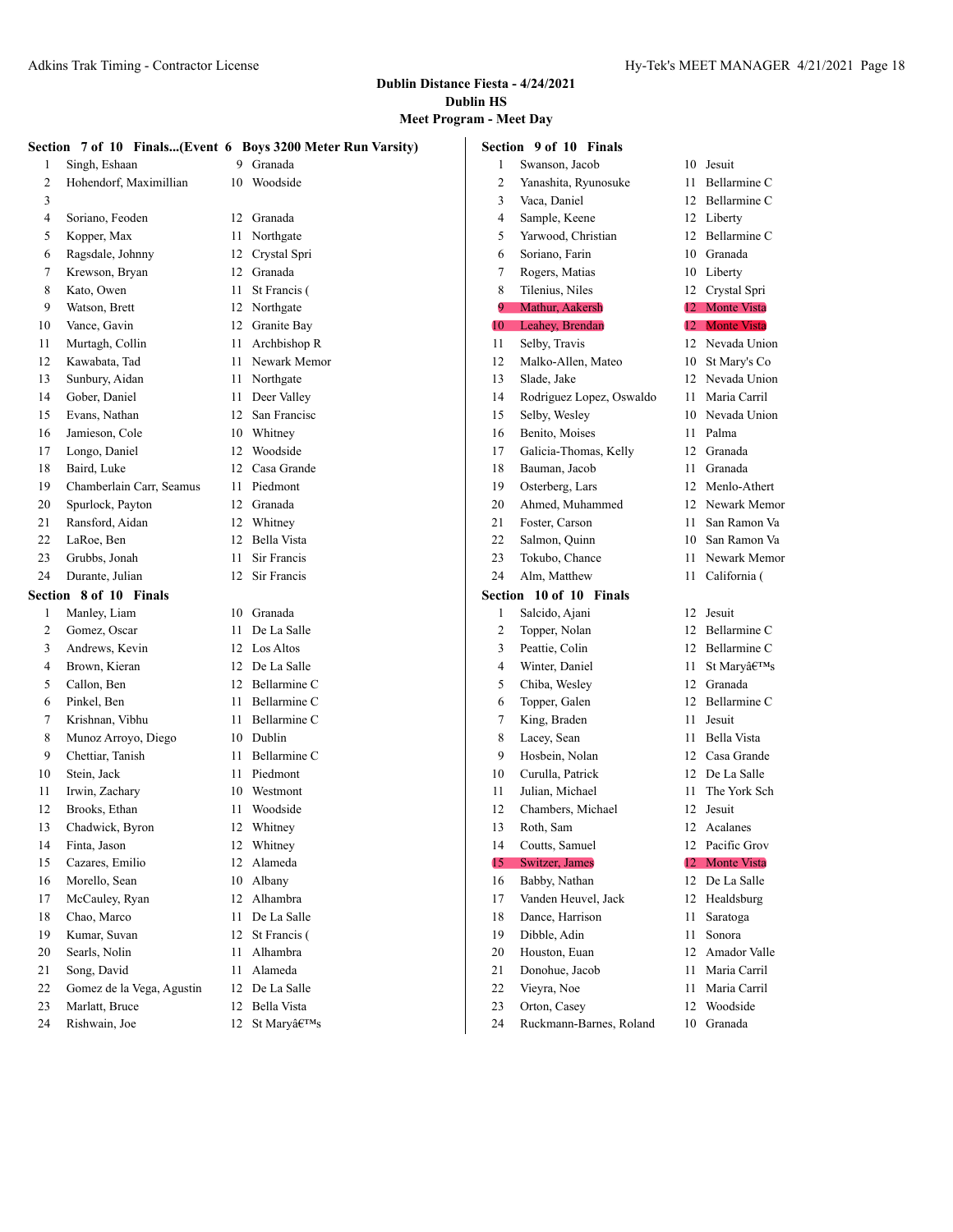**Dublin Distance Fiesta - 4/24/2021**
**Dublin HS**
**Meet Program - Meet Day**

### Section 7 of 10 Finals...(Event 6 Boys 3200 Meter Run Varsity)

| | | | |
|---|---|---|---|
| 1 | Singh, Eshaan | 9 | Granada |
| 2 | Hohendorf, Maximillian | 10 | Woodside |
| 3 | | | |
| 4 | Soriano, Feoden | 12 | Granada |
| 5 | Kopper, Max | 11 | Northgate |
| 6 | Ragsdale, Johnny | 12 | Crystal Spri |
| 7 | Krewson, Bryan | 12 | Granada |
| 8 | Kato, Owen | 11 | St Francis ( |
| 9 | Watson, Brett | 12 | Northgate |
| 10 | Vance, Gavin | 12 | Granite Bay |
| 11 | Murtagh, Collin | 11 | Archbishop R |
| 12 | Kawabata, Tad | 11 | Newark Memor |
| 13 | Sunbury, Aidan | 11 | Northgate |
| 14 | Gober, Daniel | 11 | Deer Valley |
| 15 | Evans, Nathan | 12 | San Francisc |
| 16 | Jamieson, Cole | 10 | Whitney |
| 17 | Longo, Daniel | 12 | Woodside |
| 18 | Baird, Luke | 12 | Casa Grande |
| 19 | Chamberlain Carr, Seamus | 11 | Piedmont |
| 20 | Spurlock, Payton | 12 | Granada |
| 21 | Ransford, Aidan | 12 | Whitney |
| 22 | LaRoe, Ben | 12 | Bella Vista |
| 23 | Grubbs, Jonah | 11 | Sir Francis |
| 24 | Durante, Julian | 12 | Sir Francis |

### Section 8 of 10 Finals

| | | | |
|---|---|---|---|
| 1 | Manley, Liam | 10 | Granada |
| 2 | Gomez, Oscar | 11 | De La Salle |
| 3 | Andrews, Kevin | 12 | Los Altos |
| 4 | Brown, Kieran | 12 | De La Salle |
| 5 | Callon, Ben | 12 | Bellarmine C |
| 6 | Pinkel, Ben | 11 | Bellarmine C |
| 7 | Krishnan, Vibhu | 11 | Bellarmine C |
| 8 | Munoz Arroyo, Diego | 10 | Dublin |
| 9 | Chettiar, Tanish | 11 | Bellarmine C |
| 10 | Stein, Jack | 11 | Piedmont |
| 11 | Irwin, Zachary | 10 | Westmont |
| 12 | Brooks, Ethan | 11 | Woodside |
| 13 | Chadwick, Byron | 12 | Whitney |
| 14 | Finta, Jason | 12 | Whitney |
| 15 | Cazares, Emilio | 12 | Alameda |
| 16 | Morello, Sean | 10 | Albany |
| 17 | McCauley, Ryan | 12 | Alhambra |
| 18 | Chao, Marco | 11 | De La Salle |
| 19 | Kumar, Suvan | 12 | St Francis ( |
| 20 | Searls, Nolin | 11 | Alhambra |
| 21 | Song, David | 11 | Alameda |
| 22 | Gomez de la Vega, Agustin | 12 | De La Salle |
| 23 | Marlatt, Bruce | 12 | Bella Vista |
| 24 | Rishwain, Joe | 12 | St Maryâ€™s |

### Section 9 of 10 Finals

| | | | |
|---|---|---|---|
| 1 | Swanson, Jacob | 10 | Jesuit |
| 2 | Yanashita, Ryunosuke | 11 | Bellarmine C |
| 3 | Vaca, Daniel | 12 | Bellarmine C |
| 4 | Sample, Keene | 12 | Liberty |
| 5 | Yarwood, Christian | 12 | Bellarmine C |
| 6 | Soriano, Farin | 10 | Granada |
| 7 | Rogers, Matias | 10 | Liberty |
| 8 | Tilenius, Niles | 12 | Crystal Spri |
| 9 | Mathur, Aakersh | 12 | Monte Vista |
| 10 | Leahey, Brendan | 12 | Monte Vista |
| 11 | Selby, Travis | 12 | Nevada Union |
| 12 | Malko-Allen, Mateo | 10 | St Mary's Co |
| 13 | Slade, Jake | 12 | Nevada Union |
| 14 | Rodriguez Lopez, Oswaldo | 11 | Maria Carril |
| 15 | Selby, Wesley | 10 | Nevada Union |
| 16 | Benito, Moises | 11 | Palma |
| 17 | Galicia-Thomas, Kelly | 12 | Granada |
| 18 | Bauman, Jacob | 11 | Granada |
| 19 | Osterberg, Lars | 12 | Menlo-Athert |
| 20 | Ahmed, Muhammed | 12 | Newark Memor |
| 21 | Foster, Carson | 11 | San Ramon Va |
| 22 | Salmon, Quinn | 10 | San Ramon Va |
| 23 | Tokubo, Chance | 11 | Newark Memor |
| 24 | Alm, Matthew | 11 | California ( |

### Section 10 of 10 Finals

| | | | |
|---|---|---|---|
| 1 | Salcido, Ajani | 12 | Jesuit |
| 2 | Topper, Nolan | 12 | Bellarmine C |
| 3 | Peattie, Colin | 12 | Bellarmine C |
| 4 | Winter, Daniel | 11 | St Maryâ€™s |
| 5 | Chiba, Wesley | 12 | Granada |
| 6 | Topper, Galen | 12 | Bellarmine C |
| 7 | King, Braden | 11 | Jesuit |
| 8 | Lacey, Sean | 11 | Bella Vista |
| 9 | Hosbein, Nolan | 12 | Casa Grande |
| 10 | Curulla, Patrick | 12 | De La Salle |
| 11 | Julian, Michael | 11 | The York Sch |
| 12 | Chambers, Michael | 12 | Jesuit |
| 13 | Roth, Sam | 12 | Acalanes |
| 14 | Coutts, Samuel | 12 | Pacific Grov |
| 15 | Switzer, James | 12 | Monte Vista |
| 16 | Babby, Nathan | 12 | De La Salle |
| 17 | Vanden Heuvel, Jack | 12 | Healdsburg |
| 18 | Dance, Harrison | 11 | Saratoga |
| 19 | Dibble, Adin | 11 | Sonora |
| 20 | Houston, Euan | 12 | Amador Valle |
| 21 | Donohue, Jacob | 11 | Maria Carril |
| 22 | Vieyra, Noe | 11 | Maria Carril |
| 23 | Orton, Casey | 12 | Woodside |
| 24 | Ruckmann-Barnes, Roland | 10 | Granada |